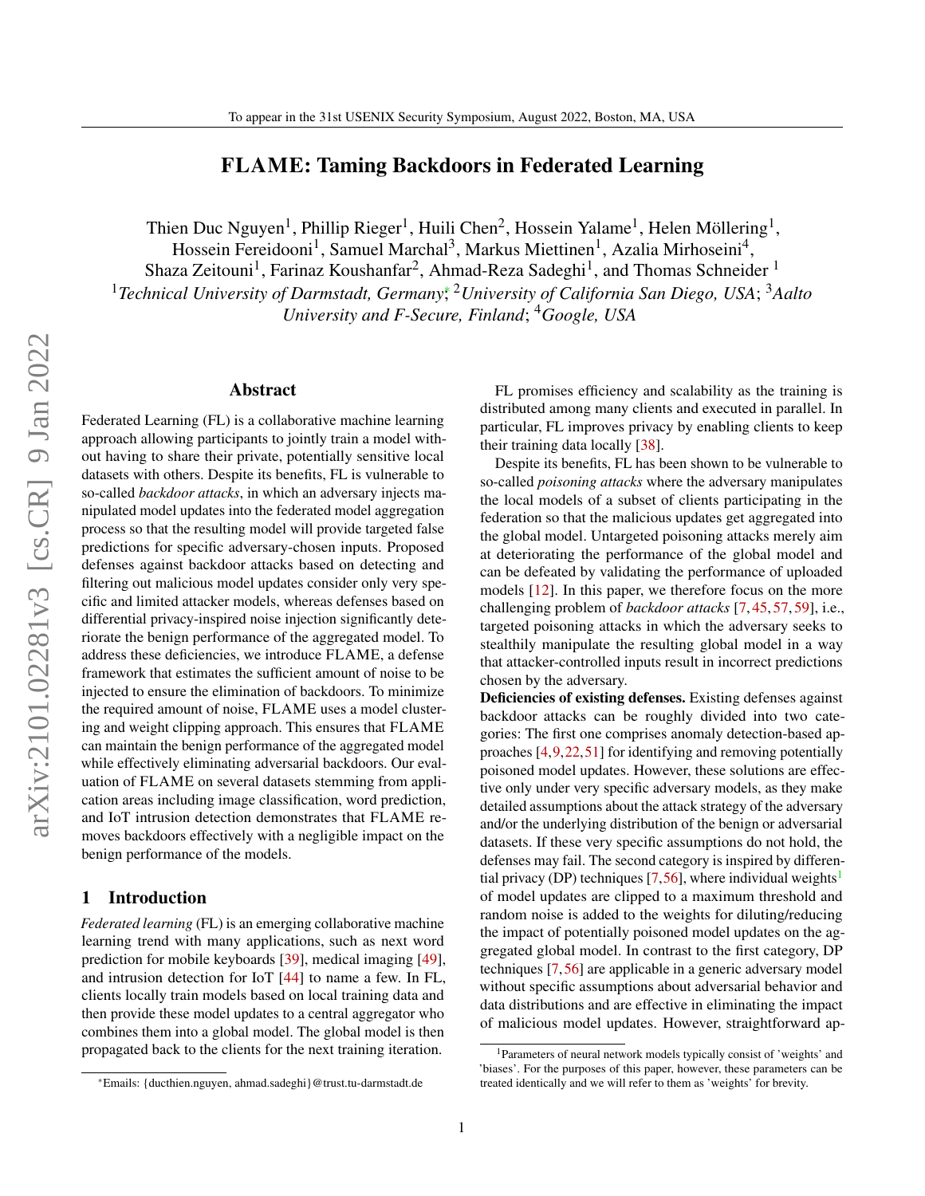# FLAME: Taming Backdoors in Federated Learning

Thien Duc Nguyen[1], Phillip Rieger[1], Huili Chen[2], Hossein Yalame[1], Helen Möllering[1], Hossein Fereidooni[1], Samuel Marchal[3], Markus Miettinen[1], Azalia Mirhoseini[4], Shaza Zeitouni[1], Farinaz Koushanfar[2], Ahmad-Reza Sadeghi[1], and Thomas Schneider [1]

[1]*Technical University of Darmstadt, Germany*;* [2]*University of California San Diego, USA*; [3]*Aalto University and F-Secure, Finland*; [4]*Google, USA*

## Abstract

Federated Learning (FL) is a collaborative machine learning approach allowing participants to jointly train a model without having to share their private, potentially sensitive local datasets with others. Despite its benefits, FL is vulnerable to so-called *backdoor attacks*, in which an adversary injects manipulated model updates into the federated model aggregation process so that the resulting model will provide targeted false predictions for specific adversary-chosen inputs. Proposed defenses against backdoor attacks based on detecting and filtering out malicious model updates consider only very specific and limited attacker models, whereas defenses based on differential privacy-inspired noise injection significantly deteriorate the benign performance of the aggregated model. To address these deficiencies, we introduce FLAME, a defense framework that estimates the sufficient amount of noise to be injected to ensure the elimination of backdoors. To minimize the required amount of noise, FLAME uses a model clustering and weight clipping approach. This ensures that FLAME can maintain the benign performance of the aggregated model while effectively eliminating adversarial backdoors. Our evaluation of FLAME on several datasets stemming from application areas including image classification, word prediction, and IoT intrusion detection demonstrates that FLAME removes backdoors effectively with a negligible impact on the benign performance of the models.

## 1 Introduction

*Federated learning* (FL) is an emerging collaborative machine learning trend with many applications, such as next word prediction for mobile keyboards [39], medical imaging [49], and intrusion detection for IoT [44] to name a few. In FL, clients locally train models based on local training data and then provide these model updates to a central aggregator who combines them into a global model. The global model is then propagated back to the clients for the next training iteration.

FL promises efficiency and scalability as the training is distributed among many clients and executed in parallel. In particular, FL improves privacy by enabling clients to keep their training data locally [38].

Despite its benefits, FL has been shown to be vulnerable to so-called *poisoning attacks* where the adversary manipulates the local models of a subset of clients participating in the federation so that the malicious updates get aggregated into the global model. Untargeted poisoning attacks merely aim at deteriorating the performance of the global model and can be defeated by validating the performance of uploaded models [12]. In this paper, we therefore focus on the more challenging problem of *backdoor attacks* [7,45,57,59], i.e., targeted poisoning attacks in which the adversary seeks to stealthily manipulate the resulting global model in a way that attacker-controlled inputs result in incorrect predictions chosen by the adversary.

**Deficiencies of existing defenses.** Existing defenses against backdoor attacks can be roughly divided into two categories: The first one comprises anomaly detection-based approaches [4,9,22,51] for identifying and removing potentially poisoned model updates. However, these solutions are effective only under very specific adversary models, as they make detailed assumptions about the attack strategy of the adversary and/or the underlying distribution of the benign or adversarial datasets. If these very specific assumptions do not hold, the defenses may fail. The second category is inspired by differential privacy (DP) techniques [7,56], where individual weights[1] of model updates are clipped to a maximum threshold and random noise is added to the weights for diluting/reducing the impact of potentially poisoned model updates on the aggregated global model. In contrast to the first category, DP techniques [7,56] are applicable in a generic adversary model without specific assumptions about adversarial behavior and data distributions and are effective in eliminating the impact of malicious model updates. However, straightforward ap-

*Emails: {ducthien.nguyen, ahmad.sadeghi}@trust.tu-darmstadt.de

[1]Parameters of neural network models typically consist of 'weights' and 'biases'. For the purposes of this paper, however, these parameters can be treated identically and we will refer to them as 'weights' for brevity.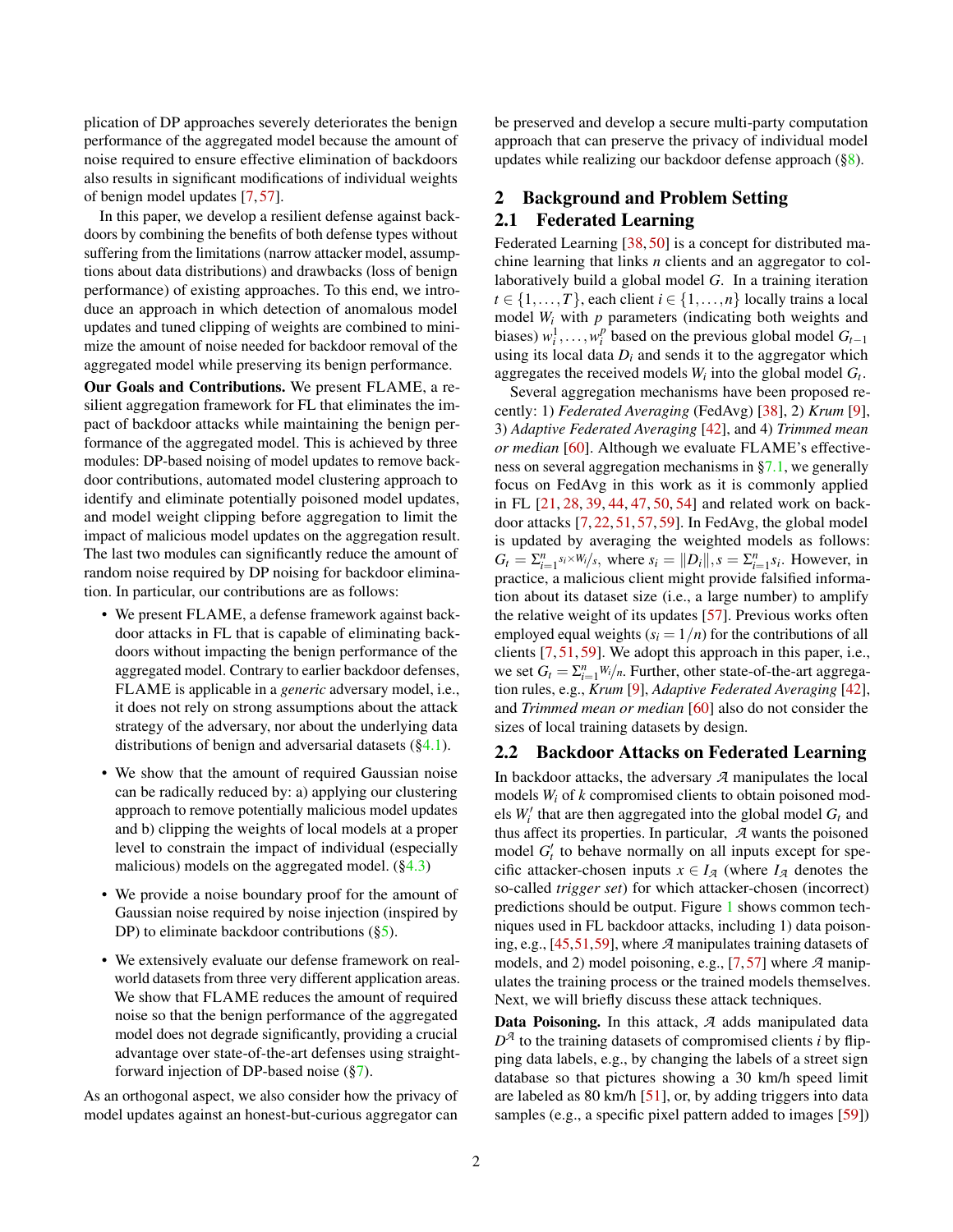plication of DP approaches severely deteriorates the benign performance of the aggregated model because the amount of noise required to ensure effective elimination of backdoors also results in significant modifications of individual weights of benign model updates [7, 57].

In this paper, we develop a resilient defense against backdoors by combining the benefits of both defense types without suffering from the limitations (narrow attacker model, assumptions about data distributions) and drawbacks (loss of benign performance) of existing approaches. To this end, we introduce an approach in which detection of anomalous model updates and tuned clipping of weights are combined to minimize the amount of noise needed for backdoor removal of the aggregated model while preserving its benign performance.

**Our Goals and Contributions.** We present FLAME, a resilient aggregation framework for FL that eliminates the impact of backdoor attacks while maintaining the benign performance of the aggregated model. This is achieved by three modules: DP-based noising of model updates to remove backdoor contributions, automated model clustering approach to identify and eliminate potentially poisoned model updates, and model weight clipping before aggregation to limit the impact of malicious model updates on the aggregation result. The last two modules can significantly reduce the amount of random noise required by DP noising for backdoor elimination. In particular, our contributions are as follows:

- We present FLAME, a defense framework against backdoor attacks in FL that is capable of eliminating backdoors without impacting the benign performance of the aggregated model. Contrary to earlier backdoor defenses, FLAME is applicable in a *generic* adversary model, i.e., it does not rely on strong assumptions about the attack strategy of the adversary, nor about the underlying data distributions of benign and adversarial datasets (§4.1).
- We show that the amount of required Gaussian noise can be radically reduced by: a) applying our clustering approach to remove potentially malicious model updates and b) clipping the weights of local models at a proper level to constrain the impact of individual (especially malicious) models on the aggregated model. (§4.3)
- We provide a noise boundary proof for the amount of Gaussian noise required by noise injection (inspired by DP) to eliminate backdoor contributions (§5).
- We extensively evaluate our defense framework on real-world datasets from three very different application areas. We show that FLAME reduces the amount of required noise so that the benign performance of the aggregated model does not degrade significantly, providing a crucial advantage over state-of-the-art defenses using straightforward injection of DP-based noise (§7).

As an orthogonal aspect, we also consider how the privacy of model updates against an honest-but-curious aggregator can be preserved and develop a secure multi-party computation approach that can preserve the privacy of individual model updates while realizing our backdoor defense approach (§8).

## 2 Background and Problem Setting

### 2.1 Federated Learning

Federated Learning [38, 50] is a concept for distributed machine learning that links $n$ clients and an aggregator to collaboratively build a global model $G$. In a training iteration $t \in \{1, \dots, T\}$, each client $i \in \{1, \dots, n\}$ locally trains a local model $W_i$ with $p$ parameters (indicating both weights and biases) $w_i^1, \dots, w_i^p$ based on the previous global model $G_{t-1}$ using its local data $D_i$ and sends it to the aggregator which aggregates the received models $W_i$ into the global model $G_t$.

Several aggregation mechanisms have been proposed recently: 1) *Federated Averaging* (FedAvg) [38], 2) *Krum* [9], 3) *Adaptive Federated Averaging* [42], and 4) *Trimmed mean or median* [60]. Although we evaluate FLAME's effectiveness on several aggregation mechanisms in §7.1, we generally focus on FedAvg in this work as it is commonly applied in FL [21, 28, 39, 44, 47, 50, 54] and related work on backdoor attacks [7, 22, 51, 57, 59]. In FedAvg, the global model is updated by averaging the weighted models as follows: $G_t = \Sigma_{i=1}^{n} s_i \times W_i / s$, where $s_i = \|D_i\|, s = \Sigma_{i=1}^{n} s_i$. However, in practice, a malicious client might provide falsified information about its dataset size (i.e., a large number) to amplify the relative weight of its updates [57]. Previous works often employed equal weights ($s_i = 1/n$) for the contributions of all clients [7, 51, 59]. We adopt this approach in this paper, i.e., we set $G_t = \Sigma_{i=1}^{n} W_i / n$. Further, other state-of-the-art aggregation rules, e.g., *Krum* [9], *Adaptive Federated Averaging* [42], and *Trimmed mean or median* [60] also do not consider the sizes of local training datasets by design.

### 2.2 Backdoor Attacks on Federated Learning

In backdoor attacks, the adversary $\mathcal{A}$ manipulates the local models $W_i$ of $k$ compromised clients to obtain poisoned models $W_i'$ that are then aggregated into the global model $G_t$ and thus affect its properties. In particular, $\mathcal{A}$ wants the poisoned model $G_t'$ to behave normally on all inputs except for specific attacker-chosen inputs $x \in I_{\mathcal{A}}$ (where $I_{\mathcal{A}}$ denotes the so-called *trigger set*) for which attacker-chosen (incorrect) predictions should be output. Figure 1 shows common techniques used in FL backdoor attacks, including 1) data poisoning, e.g., [45, 51, 59], where $\mathcal{A}$ manipulates training datasets of models, and 2) model poisoning, e.g., [7, 57] where $\mathcal{A}$ manipulates the training process or the trained models themselves. Next, we will briefly discuss these attack techniques.

**Data Poisoning.** In this attack, $\mathcal{A}$ adds manipulated data $D^{\mathcal{A}}$ to the training datasets of compromised clients $i$ by flipping data labels, e.g., by changing the labels of a street sign database so that pictures showing a 30 km/h speed limit are labeled as 80 km/h [51], or, by adding triggers into data samples (e.g., a specific pixel pattern added to images [59])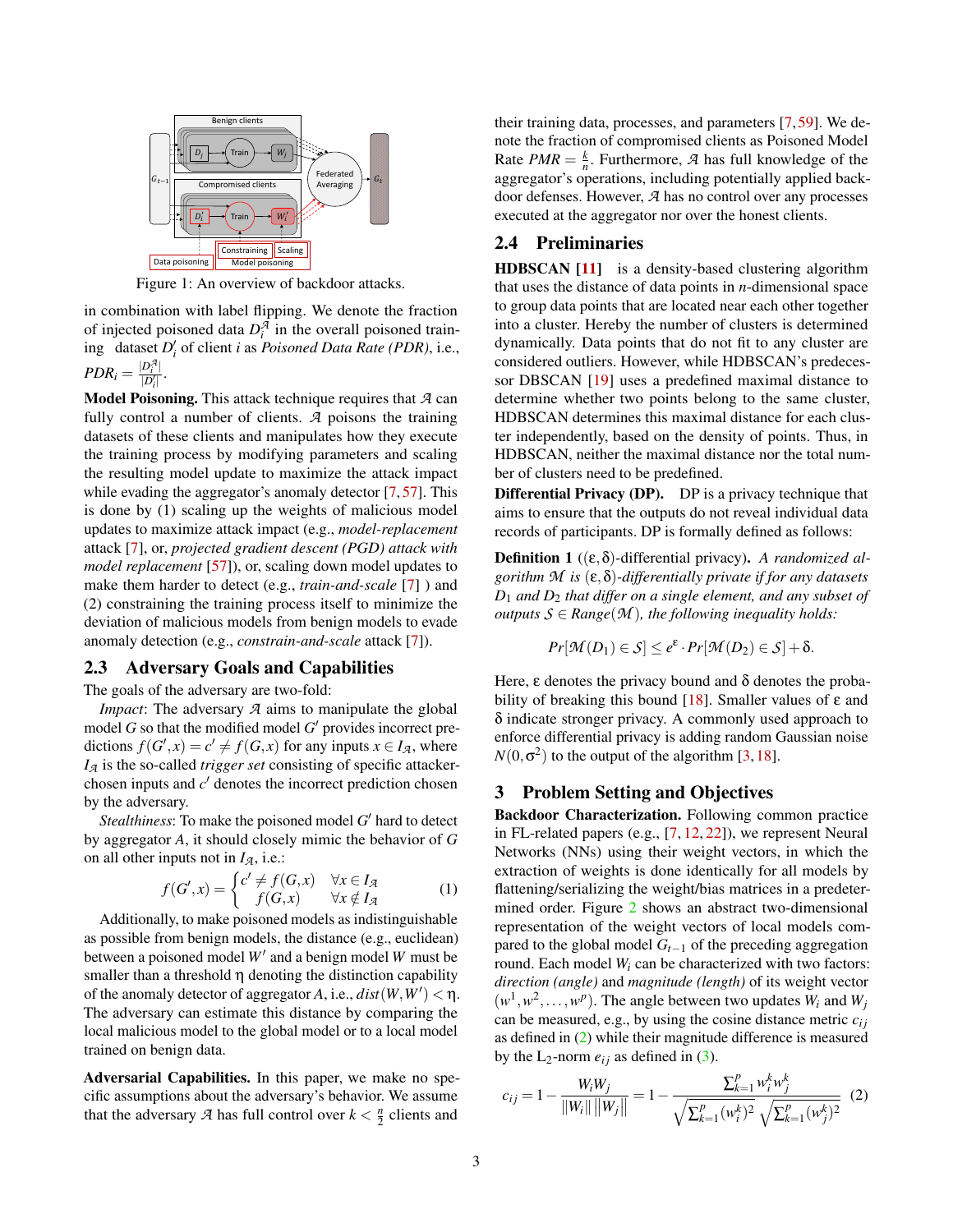Figure 1: An overview of backdoor attacks.

in combination with label flipping. We denote the fraction of injected poisoned data $D_i^{\mathcal{A}}$ in the overall poisoned training dataset $D_i'$ of client $i$ as *Poisoned Data Rate (PDR)*, i.e., $PDR_i = \frac{|D_i^{\mathcal{A}}|}{|D_i'|}$.

**Model Poisoning.** This attack technique requires that $\mathcal{A}$ can fully control a number of clients. $\mathcal{A}$ poisons the training datasets of these clients and manipulates how they execute the training process by modifying parameters and scaling the resulting model update to maximize the attack impact while evading the aggregator's anomaly detector [7, 57]. This is done by (1) scaling up the weights of malicious model updates to maximize attack impact (e.g., *model-replacement* attack [7], or, *projected gradient descent (PGD) attack with model replacement* [57]), or, scaling down model updates to make them harder to detect (e.g., *train-and-scale* [7] ) and (2) constraining the training process itself to minimize the deviation of malicious models from benign models to evade anomaly detection (e.g., *constrain-and-scale* attack [7]).

## 2.3 Adversary Goals and Capabilities

The goals of the adversary are two-fold:

*Impact*: The adversary $\mathcal{A}$ aims to manipulate the global model $G$ so that the modified model $G'$ provides incorrect predictions $f(G',x) = c' \neq f(G,x)$ for any inputs $x \in I_{\mathcal{A}}$, where $I_{\mathcal{A}}$ is the so-called *trigger set* consisting of specific attacker-chosen inputs and $c'$ denotes the incorrect prediction chosen by the adversary.

*Stealthiness*: To make the poisoned model $G'$ hard to detect by aggregator $A$, it should closely mimic the behavior of $G$ on all other inputs not in $I_{\mathcal{A}}$, i.e.:

$$f(G',x) = \begin{cases} c' \neq f(G,x) & \forall x \in I_{\mathcal{A}} \\ f(G,x) & \forall x \notin I_{\mathcal{A}} \end{cases} \tag{1}$$

Additionally, to make poisoned models as indistinguishable as possible from benign models, the distance (e.g., euclidean) between a poisoned model $W'$ and a benign model $W$ must be smaller than a threshold $\eta$ denoting the distinction capability of the anomaly detector of aggregator $A$, i.e., $dist(W,W') < \eta$. The adversary can estimate this distance by comparing the local malicious model to the global model or to a local model trained on benign data.

**Adversarial Capabilities.** In this paper, we make no specific assumptions about the adversary's behavior. We assume that the adversary $\mathcal{A}$ has full control over $k < \frac{n}{2}$ clients and their training data, processes, and parameters [7, 59]. We denote the fraction of compromised clients as Poisoned Model Rate $PMR = \frac{k}{n}$. Furthermore, $\mathcal{A}$ has full knowledge of the aggregator's operations, including potentially applied backdoor defenses. However, $\mathcal{A}$ has no control over any processes executed at the aggregator nor over the honest clients.

## 2.4 Preliminaries

**HDBSCAN [11]** is a density-based clustering algorithm that uses the distance of data points in $n$-dimensional space to group data points that are located near each other together into a cluster. Hereby the number of clusters is determined dynamically. Data points that do not fit to any cluster are considered outliers. However, while HDBSCAN's predecessor DBSCAN [19] uses a predefined maximal distance to determine whether two points belong to the same cluster, HDBSCAN determines this maximal distance for each cluster independently, based on the density of points. Thus, in HDBSCAN, neither the maximal distance nor the total number of clusters need to be predefined.

**Differential Privacy (DP).** DP is a privacy technique that aims to ensure that the outputs do not reveal individual data records of participants. DP is formally defined as follows:

**Definition 1** (($\varepsilon,\delta$)-differential privacy). *A randomized algorithm $\mathcal{M}$ is $(\varepsilon,\delta)$-differentially private if for any datasets $D_1$ and $D_2$ that differ on a single element, and any subset of outputs $\mathcal{S} \in Range(\mathcal{M})$, the following inequality holds:*

$$Pr[\mathcal{M}(D_1) \in \mathcal{S}] \leq e^{\varepsilon} \cdot Pr[\mathcal{M}(D_2) \in \mathcal{S}] + \delta.$$

Here, $\varepsilon$ denotes the privacy bound and $\delta$ denotes the probability of breaking this bound [18]. Smaller values of $\varepsilon$ and $\delta$ indicate stronger privacy. A commonly used approach to enforce differential privacy is adding random Gaussian noise $N(0,\sigma^2)$ to the output of the algorithm [3, 18].

# 3 Problem Setting and Objectives

**Backdoor Characterization.** Following common practice in FL-related papers (e.g., [7, 12, 22]), we represent Neural Networks (NNs) using their weight vectors, in which the extraction of weights is done identically for all models by flattening/serializing the weight/bias matrices in a predetermined order. Figure 2 shows an abstract two-dimensional representation of the weight vectors of local models compared to the global model $G_{t-1}$ of the preceding aggregation round. Each model $W_i$ can be characterized with two factors: *direction (angle)* and *magnitude (length)* of its weight vector $(w^1, w^2, \ldots, w^p)$. The angle between two updates $W_i$ and $W_j$ can be measured, e.g., by using the cosine distance metric $c_{ij}$ as defined in (2) while their magnitude difference is measured by the $L_2$-norm $e_{ij}$ as defined in (3).

$$c_{ij} = 1 - \frac{W_i W_j}{\|W_i\| \, \|W_j\|} = 1 - \frac{\sum_{k=1}^{p} w_i^k w_j^k}{\sqrt{\sum_{k=1}^{p}(w_i^k)^2}\,\sqrt{\sum_{k=1}^{p}(w_j^k)^2}} \tag{2}$$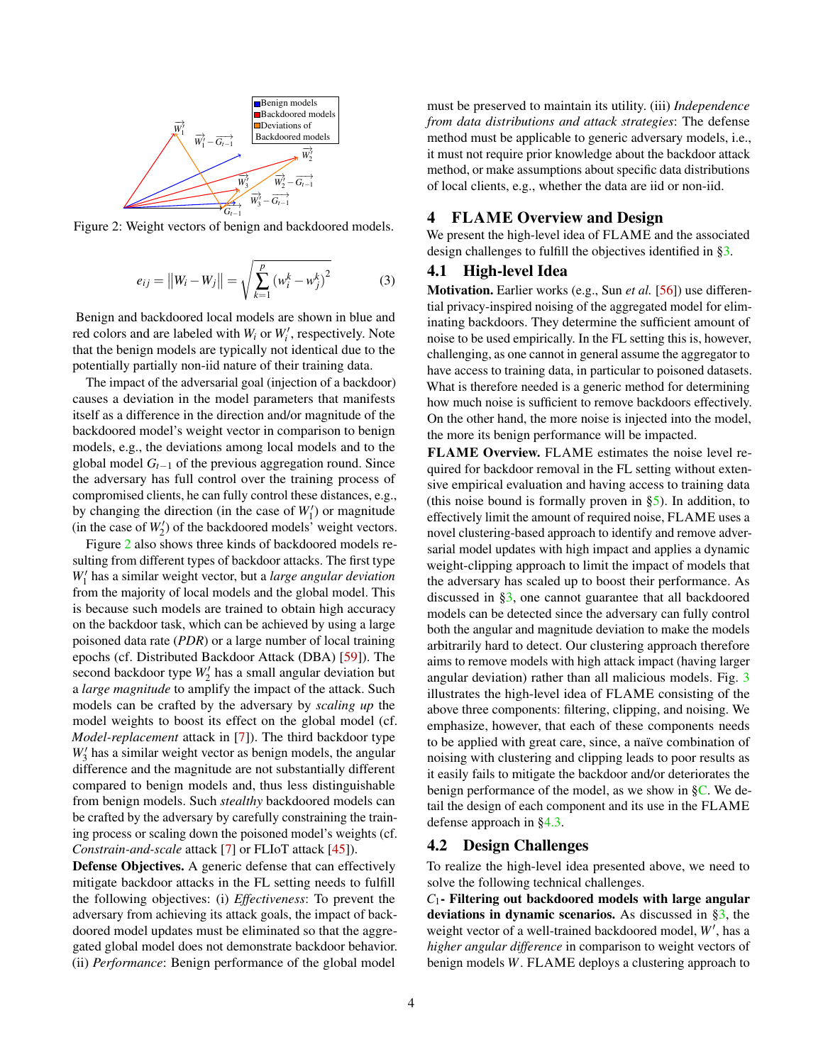Figure 2: Weight vectors of benign and backdoored models.

$$e_{ij} = \|W_i - W_j\| = \sqrt{\sum_{k=1}^{p} \left(w_i^k - w_j^k\right)^2} \tag{3}$$

Benign and backdoored local models are shown in blue and red colors and are labeled with $W_i$ or $W_i'$, respectively. Note that the benign models are typically not identical due to the potentially partially non-iid nature of their training data.

The impact of the adversarial goal (injection of a backdoor) causes a deviation in the model parameters that manifests itself as a difference in the direction and/or magnitude of the backdoored model's weight vector in comparison to benign models, e.g., the deviations among local models and to the global model $G_{t-1}$ of the previous aggregation round. Since the adversary has full control over the training process of compromised clients, he can fully control these distances, e.g., by changing the direction (in the case of $W_1'$) or magnitude (in the case of $W_2'$) of the backdoored models' weight vectors.

Figure 2 also shows three kinds of backdoored models resulting from different types of backdoor attacks. The first type $W_1'$ has a similar weight vector, but a *large angular deviation* from the majority of local models and the global model. This is because such models are trained to obtain high accuracy on the backdoor task, which can be achieved by using a large poisoned data rate (*PDR*) or a large number of local training epochs (cf. Distributed Backdoor Attack (DBA) [59]). The second backdoor type $W_2'$ has a small angular deviation but a *large magnitude* to amplify the impact of the attack. Such models can be crafted by the adversary by *scaling up* the model weights to boost its effect on the global model (cf. *Model-replacement* attack in [7]). The third backdoor type $W_3'$ has a similar weight vector as benign models, the angular difference and the magnitude are not substantially different compared to benign models and, thus less distinguishable from benign models. Such *stealthy* backdoored models can be crafted by the adversary by carefully constraining the training process or scaling down the poisoned model's weights (cf. *Constrain-and-scale* attack [7] or FLIoT attack [45]).

**Defense Objectives.** A generic defense that can effectively mitigate backdoor attacks in the FL setting needs to fulfill the following objectives: (i) *Effectiveness*: To prevent the adversary from achieving its attack goals, the impact of backdoored model updates must be eliminated so that the aggregated global model does not demonstrate backdoor behavior. (ii) *Performance*: Benign performance of the global model must be preserved to maintain its utility. (iii) *Independence from data distributions and attack strategies*: The defense method must be applicable to generic adversary models, i.e., it must not require prior knowledge about the backdoor attack method, or make assumptions about specific data distributions of local clients, e.g., whether the data are iid or non-iid.

## 4 FLAME Overview and Design

We present the high-level idea of FLAME and the associated design challenges to fulfill the objectives identified in §3.

### 4.1 High-level Idea

**Motivation.** Earlier works (e.g., Sun *et al.* [56]) use differential privacy-inspired noising of the aggregated model for eliminating backdoors. They determine the sufficient amount of noise to be used empirically. In the FL setting this is, however, challenging, as one cannot in general assume the aggregator to have access to training data, in particular to poisoned datasets. What is therefore needed is a generic method for determining how much noise is sufficient to remove backdoors effectively. On the other hand, the more noise is injected into the model, the more its benign performance will be impacted.

**FLAME Overview.** FLAME estimates the noise level required for backdoor removal in the FL setting without extensive empirical evaluation and having access to training data (this noise bound is formally proven in §5). In addition, to effectively limit the amount of required noise, FLAME uses a novel clustering-based approach to identify and remove adversarial model updates with high impact and applies a dynamic weight-clipping approach to limit the impact of models that the adversary has scaled up to boost their performance. As discussed in §3, one cannot guarantee that all backdoored models can be detected since the adversary can fully control both the angular and magnitude deviation to make the models arbitrarily hard to detect. Our clustering approach therefore aims to remove models with high attack impact (having larger angular deviation) rather than all malicious models. Fig. 3 illustrates the high-level idea of FLAME consisting of the above three components: filtering, clipping, and noising. We emphasize, however, that each of these components needs to be applied with great care, since, a naïve combination of noising with clustering and clipping leads to poor results as it easily fails to mitigate the backdoor and/or deteriorates the benign performance of the model, as we show in §C. We detail the design of each component and its use in the FLAME defense approach in §4.3.

### 4.2 Design Challenges

To realize the high-level idea presented above, we need to solve the following technical challenges.

**$C_1$- Filtering out backdoored models with large angular deviations in dynamic scenarios.** As discussed in §3, the weight vector of a well-trained backdoored model, $W'$, has a *higher angular difference* in comparison to weight vectors of benign models $W$. FLAME deploys a clustering approach to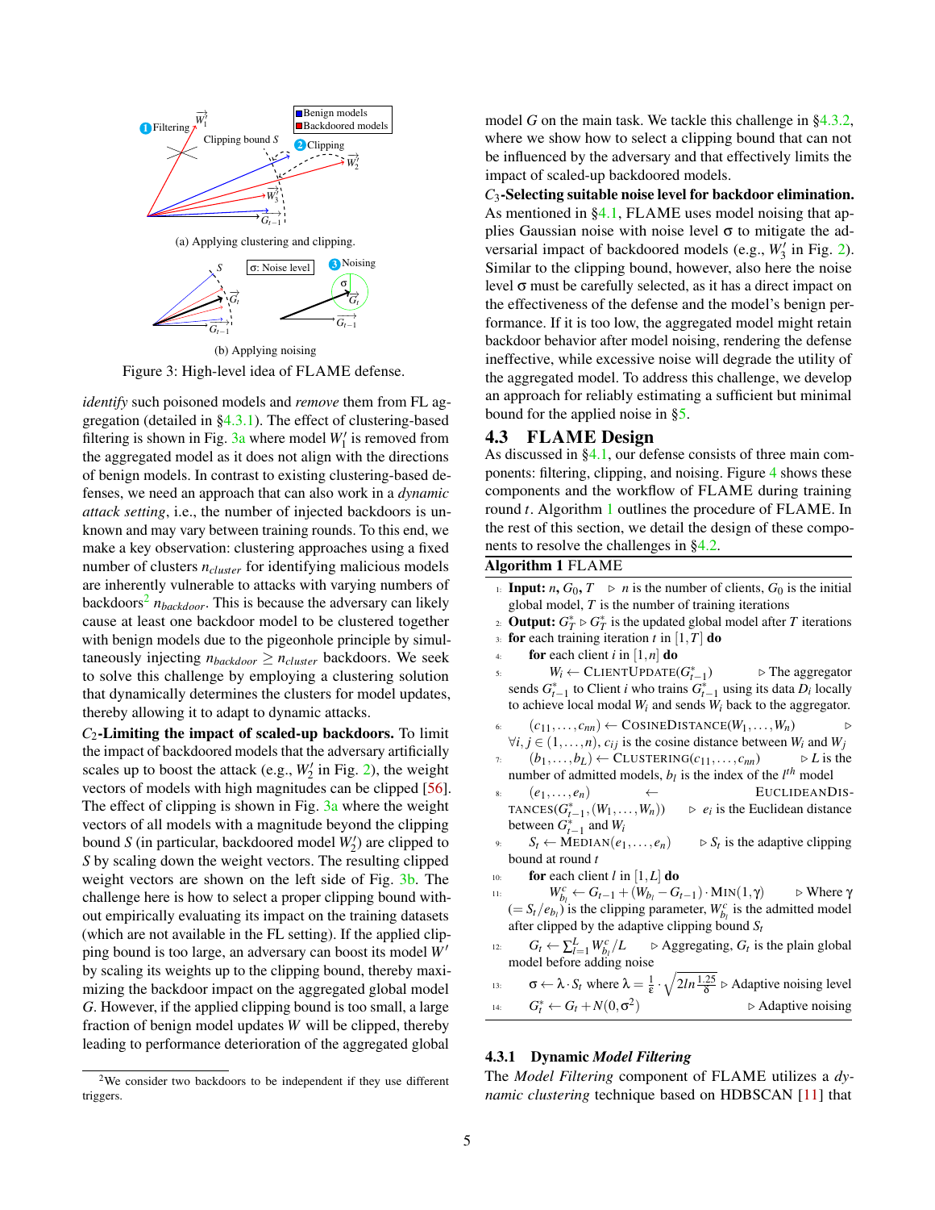(a) Applying clustering and clipping.

(b) Applying noising

Figure 3: High-level idea of FLAME defense.

*identify* such poisoned models and *remove* them from FL aggregation (detailed in §4.3.1). The effect of clustering-based filtering is shown in Fig. 3a where model $W_1'$ is removed from the aggregated model as it does not align with the directions of benign models. In contrast to existing clustering-based defenses, we need an approach that can also work in a *dynamic attack setting*, i.e., the number of injected backdoors is unknown and may vary between training rounds. To this end, we make a key observation: clustering approaches using a fixed number of clusters $n_{cluster}$ for identifying malicious models are inherently vulnerable to attacks with varying numbers of backdoors[2] $n_{backdoor}$. This is because the adversary can likely cause at least one backdoor model to be clustered together with benign models due to the pigeonhole principle by simultaneously injecting $n_{backdoor} \geq n_{cluster}$ backdoors. We seek to solve this challenge by employing a clustering solution that dynamically determines the clusters for model updates, thereby allowing it to adapt to dynamic attacks.

**$C_2$-Limiting the impact of scaled-up backdoors.** To limit the impact of backdoored models that the adversary artificially scales up to boost the attack (e.g., $W_2'$ in Fig. 2), the weight vectors of models with high magnitudes can be clipped [56]. The effect of clipping is shown in Fig. 3a where the weight vectors of all models with a magnitude beyond the clipping bound $S$ (in particular, backdoored model $W_2'$) are clipped to $S$ by scaling down the weight vectors. The resulting clipped weight vectors are shown on the left side of Fig. 3b. The challenge here is how to select a proper clipping bound without empirically evaluating its impact on the training datasets (which are not available in the FL setting). If the applied clipping bound is too large, an adversary can boost its model $W'$ by scaling its weights up to the clipping bound, thereby maximizing the backdoor impact on the aggregated global model $G$. However, if the applied clipping bound is too small, a large fraction of benign model updates $W$ will be clipped, thereby leading to performance deterioration of the aggregated global model $G$ on the main task. We tackle this challenge in §4.3.2, where we show how to select a clipping bound that can not be influenced by the adversary and that effectively limits the impact of scaled-up backdoored models.

**$C_3$-Selecting suitable noise level for backdoor elimination.** As mentioned in §4.1, FLAME uses model noising that applies Gaussian noise with noise level $\sigma$ to mitigate the adversarial impact of backdoored models (e.g., $W_3'$ in Fig. 2). Similar to the clipping bound, however, also here the noise level $\sigma$ must be carefully selected, as it has a direct impact on the effectiveness of the defense and the model's benign performance. If it is too low, the aggregated model might retain backdoor behavior after model noising, rendering the defense ineffective, while excessive noise will degrade the utility of the aggregated model. To address this challenge, we develop an approach for reliably estimating a sufficient but minimal bound for the applied noise in §5.

[2] We consider two backdoors to be independent if they use different triggers.

## 4.3 FLAME Design

As discussed in §4.1, our defense consists of three main components: filtering, clipping, and noising. Figure 4 shows these components and the workflow of FLAME during training round $t$. Algorithm 1 outlines the procedure of FLAME. In the rest of this section, we detail the design of these components to resolve the challenges in §4.2.

**Algorithm 1** FLAME

1: **Input:** $n$, $G_0$, $T$ ▷ $n$ is the number of clients, $G_0$ is the initial global model, $T$ is the number of training iterations
2: **Output:** $G_T^*$ ▷ $G_T^*$ is the updated global model after $T$ iterations
3: **for** each training iteration $t$ in $[1,T]$ **do**
4: &nbsp;&nbsp;&nbsp;&nbsp;**for** each client $i$ in $[1,n]$ **do**
5: &nbsp;&nbsp;&nbsp;&nbsp;&nbsp;&nbsp;&nbsp;&nbsp;$W_i \leftarrow$ CLIENTUPDATE($G_{t-1}^*$) ▷ The aggregator sends $G_{t-1}^*$ to Client $i$ who trains $G_{t-1}^*$ using its data $D_i$ locally to achieve local model $W_i$ and sends $W_i$ back to the aggregator.
6: &nbsp;&nbsp;&nbsp;&nbsp;$(c_{11},\ldots,c_{nn}) \leftarrow$ COSINEDISTANCE($W_1,\ldots,W_n$) ▷ $\forall i,j \in (1,\ldots,n)$, $c_{ij}$ is the cosine distance between $W_i$ and $W_j$
7: &nbsp;&nbsp;&nbsp;&nbsp;$(b_1,\ldots,b_L) \leftarrow$ CLUSTERING($c_{11},\ldots,c_{nn}$) ▷ $L$ is the number of admitted models, $b_l$ is the index of the $l^{th}$ model
8: &nbsp;&nbsp;&nbsp;&nbsp;$(e_1,\ldots,e_n) \leftarrow$ EUCLIDEANDISTANCES($G_{t-1}^*$, $(W_1,\ldots,W_n)$) ▷ $e_i$ is the Euclidean distance between $G_{t-1}^*$ and $W_i$
9: &nbsp;&nbsp;&nbsp;&nbsp;$S_t \leftarrow$ MEDIAN($e_1,\ldots,e_n$) ▷ $S_t$ is the adaptive clipping bound at round $t$
10: &nbsp;&nbsp;&nbsp;&nbsp;**for** each client $l$ in $[1,L]$ **do**
11: &nbsp;&nbsp;&nbsp;&nbsp;&nbsp;&nbsp;&nbsp;&nbsp;$W_{b_l}^c \leftarrow G_{t-1} + (W_{b_l} - G_{t-1}) \cdot \text{MIN}(1,\gamma)$ ▷ Where $\gamma$ $(= S_t/e_{b_l})$ is the clipping parameter, $W_{b_l}^c$ is the admitted model after clipped by the adaptive clipping bound $S_t$
12: &nbsp;&nbsp;&nbsp;&nbsp;$G_t \leftarrow \sum_{l=1}^{L} W_{b_l}^c / L$ ▷ Aggregating, $G_t$ is the plain global model before adding noise
13: &nbsp;&nbsp;&nbsp;&nbsp;$\sigma \leftarrow \lambda \cdot S_t$ where $\lambda = \frac{1}{\varepsilon} \cdot \sqrt{2ln\frac{1.25}{\delta}}$ ▷ Adaptive noising level
14: &nbsp;&nbsp;&nbsp;&nbsp;$G_t^* \leftarrow G_t + N(0,\sigma^2)$ ▷ Adaptive noising

### 4.3.1 Dynamic *Model Filtering*

The *Model Filtering* component of FLAME utilizes a *dynamic clustering* technique based on HDBSCAN [11] that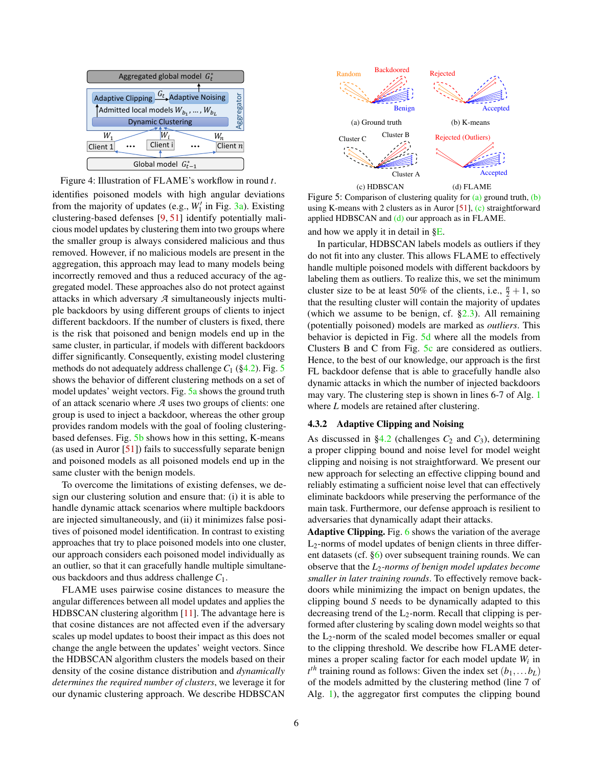Figure 4: Illustration of FLAME's workflow in round $t$.

identifies poisoned models with high angular deviations from the majority of updates (e.g., $W_1'$ in Fig. 3a). Existing clustering-based defenses [9, 51] identify potentially malicious model updates by clustering them into two groups where the smaller group is always considered malicious and thus removed. However, if no malicious models are present in the aggregation, this approach may lead to many models being incorrectly removed and thus a reduced accuracy of the aggregated model. These approaches also do not protect against attacks in which adversary $\mathcal{A}$ simultaneously injects multiple backdoors by using different groups of clients to inject different backdoors. If the number of clusters is fixed, there is the risk that poisoned and benign models end up in the same cluster, in particular, if models with different backdoors differ significantly. Consequently, existing model clustering methods do not adequately address challenge $C_1$ (§4.2). Fig. 5 shows the behavior of different clustering methods on a set of model updates' weight vectors. Fig. 5a shows the ground truth of an attack scenario where $\mathcal{A}$ uses two groups of clients: one group is used to inject a backdoor, whereas the other group provides random models with the goal of fooling clustering-based defenses. Fig. 5b shows how in this setting, K-means (as used in Auror [51]) fails to successfully separate benign and poisoned models as all poisoned models end up in the same cluster with the benign models.

To overcome the limitations of existing defenses, we design our clustering solution and ensure that: (i) it is able to handle dynamic attack scenarios where multiple backdoors are injected simultaneously, and (ii) it minimizes false positives of poisoned model identification. In contrast to existing approaches that try to place poisoned models into one cluster, our approach considers each poisoned model individually as an outlier, so that it can gracefully handle multiple simultaneous backdoors and thus address challenge $C_1$.

FLAME uses pairwise cosine distances to measure the angular differences between all model updates and applies the HDBSCAN clustering algorithm [11]. The advantage here is that cosine distances are not affected even if the adversary scales up model updates to boost their impact as this does not change the angle between the updates' weight vectors. Since the HDBSCAN algorithm clusters the models based on their density of the cosine distance distribution and *dynamically determines the required number of clusters*, we leverage it for our dynamic clustering approach. We describe HDBSCAN

Figure 5: Comparison of clustering quality for (a) ground truth, (b) using K-means with 2 clusters as in Auror [51], (c) straightforward applied HDBSCAN and (d) our approach as in FLAME.

and how we apply it in detail in §E.

In particular, HDBSCAN labels models as outliers if they do not fit into any cluster. This allows FLAME to effectively handle multiple poisoned models with different backdoors by labeling them as outliers. To realize this, we set the minimum cluster size to be at least 50% of the clients, i.e., $\frac{n}{2}+1$, so that the resulting cluster will contain the majority of updates (which we assume to be benign, cf. §2.3). All remaining (potentially poisoned) models are marked as *outliers*. This behavior is depicted in Fig. 5d where all the models from Clusters B and C from Fig. 5c are considered as outliers. Hence, to the best of our knowledge, our approach is the first FL backdoor defense that is able to gracefully handle also dynamic attacks in which the number of injected backdoors may vary. The clustering step is shown in lines 6-7 of Alg. 1 where $L$ models are retained after clustering.

### 4.3.2 Adaptive Clipping and Noising

As discussed in §4.2 (challenges $C_2$ and $C_3$), determining a proper clipping bound and noise level for model weight clipping and noising is not straightforward. We present our new approach for selecting an effective clipping bound and reliably estimating a sufficient noise level that can effectively eliminate backdoors while preserving the performance of the main task. Furthermore, our defense approach is resilient to adversaries that dynamically adapt their attacks.

**Adaptive Clipping.** Fig. 6 shows the variation of the average $L_2$-norms of model updates of benign clients in three different datasets (cf. §6) over subsequent training rounds. We can observe that the *$L_2$-norms of benign model updates become smaller in later training rounds*. To effectively remove backdoors while minimizing the impact on benign updates, the clipping bound $S$ needs to be dynamically adapted to this decreasing trend of the $L_2$-norm. Recall that clipping is performed after clustering by scaling down model weights so that the $L_2$-norm of the scaled model becomes smaller or equal to the clipping threshold. We describe how FLAME determines a proper scaling factor for each model update $W_i$ in $t^{th}$ training round as follows: Given the index set $(b_1,\dots b_L)$ of the models admitted by the clustering method (line 7 of Alg. 1), the aggregator first computes the clipping bound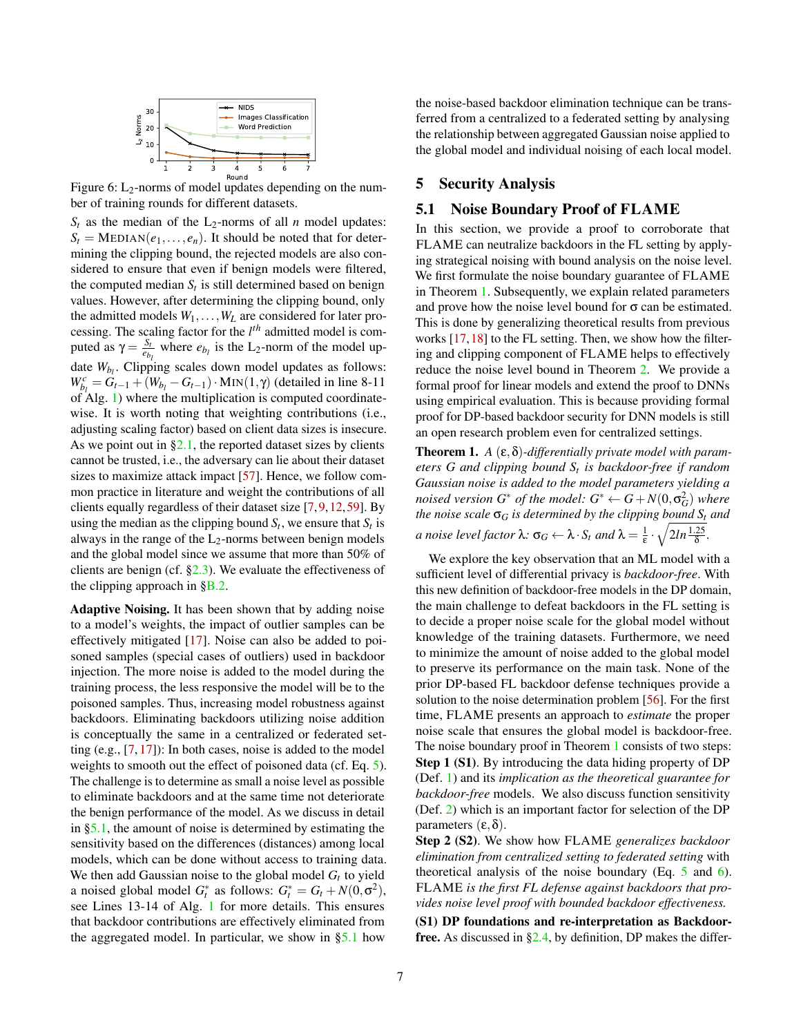Figure 6: $L_2$-norms of model updates depending on the number of training rounds for different datasets.

$S_t$ as the median of the $L_2$-norms of all $n$ model updates: $S_t = \text{MEDIAN}(e_1, \ldots, e_n)$. It should be noted that for determining the clipping bound, the rejected models are also considered to ensure that even if benign models were filtered, the computed median $S_t$ is still determined based on benign values. However, after determining the clipping bound, only the admitted models $W_1, \ldots, W_L$ are considered for later processing. The scaling factor for the $l^{th}$ admitted model is computed as $\gamma = \frac{S_t}{e_{b_l}}$ where $e_{b_l}$ is the $L_2$-norm of the model update $W_{b_l}$. Clipping scales down model updates as follows: $W^c_{b_l} = G_{t-1} + (W_{b_l} - G_{t-1}) \cdot \text{MIN}(1, \gamma)$ (detailed in line 8-11 of Alg. 1) where the multiplication is computed coordinate-wise. It is worth noting that weighting contributions (i.e., adjusting scaling factor) based on client data sizes is insecure. As we point out in §2.1, the reported dataset sizes by clients cannot be trusted, i.e., the adversary can lie about their dataset sizes to maximize attack impact [57]. Hence, we follow common practice in literature and weight the contributions of all clients equally regardless of their dataset size [7, 9, 12, 59]. By using the median as the clipping bound $S_t$, we ensure that $S_t$ is always in the range of the $L_2$-norms between benign models and the global model since we assume that more than 50% of clients are benign (cf. §2.3). We evaluate the effectiveness of the clipping approach in §B.2.

**Adaptive Noising.** It has been shown that by adding noise to a model's weights, the impact of outlier samples can be effectively mitigated [17]. Noise can also be added to poisoned samples (special cases of outliers) used in backdoor injection. The more noise is added to the model during the training process, the less responsive the model will be to the poisoned samples. Thus, increasing model robustness against backdoors. Eliminating backdoors utilizing noise addition is conceptually the same in a centralized or federated setting (e.g., [7, 17]): In both cases, noise is added to the model weights to smooth out the effect of poisoned data (cf. Eq. 5). The challenge is to determine as small a noise level as possible to eliminate backdoors and at the same time not deteriorate the benign performance of the model. As we discuss in detail in §5.1, the amount of noise is determined by estimating the sensitivity based on the differences (distances) among local models, which can be done without access to training data. We then add Gaussian noise to the global model $G_t$ to yield a noised global model $G^*_t$ as follows: $G^*_t = G_t + N(0, \sigma^2)$, see Lines 13-14 of Alg. 1 for more details. This ensures that backdoor contributions are effectively eliminated from the aggregated model. In particular, we show in §5.1 how the noise-based backdoor elimination technique can be transferred from a centralized to a federated setting by analysing the relationship between aggregated Gaussian noise applied to the global model and individual noising of each local model.

# 5 Security Analysis

## 5.1 Noise Boundary Proof of FLAME

In this section, we provide a proof to corroborate that FLAME can neutralize backdoors in the FL setting by applying strategical noising with bound analysis on the noise level. We first formulate the noise boundary guarantee of FLAME in Theorem 1. Subsequently, we explain related parameters and prove how the noise level bound for $\sigma$ can be estimated. This is done by generalizing theoretical results from previous works [17, 18] to the FL setting. Then, we show how the filtering and clipping component of FLAME helps to effectively reduce the noise level bound in Theorem 2. We provide a formal proof for linear models and extend the proof to DNNs using empirical evaluation. This is because providing formal proof for DP-based backdoor security for DNN models is still an open research problem even for centralized settings.

**Theorem 1.** *A $(\varepsilon, \delta)$-differentially private model with parameters $G$ and clipping bound $S_t$ is backdoor-free if random Gaussian noise is added to the model parameters yielding a noised version $G^*$ of the model: $G^* \leftarrow G + N(0, \sigma_G^2)$ where the noise scale $\sigma_G$ is determined by the clipping bound $S_t$ and a noise level factor $\lambda$: $\sigma_G \leftarrow \lambda \cdot S_t$ and $\lambda = \frac{1}{\varepsilon} \cdot \sqrt{2 ln \frac{1.25}{\delta}}$.*

We explore the key observation that an ML model with a sufficient level of differential privacy is *backdoor-free*. With this new definition of backdoor-free models in the DP domain, the main challenge to defeat backdoors in the FL setting is to decide a proper noise scale for the global model without knowledge of the training datasets. Furthermore, we need to minimize the amount of noise added to the global model to preserve its performance on the main task. None of the prior DP-based FL backdoor defense techniques provide a solution to the noise determination problem [56]. For the first time, FLAME presents an approach to *estimate* the proper noise scale that ensures the global model is backdoor-free. The noise boundary proof in Theorem 1 consists of two steps:

**Step 1 (S1).** By introducing the data hiding property of DP (Def. 1) and its *implication as the theoretical guarantee for backdoor-free* models. We also discuss function sensitivity (Def. 2) which is an important factor for selection of the DP parameters $(\varepsilon, \delta)$.

**Step 2 (S2).** We show how FLAME *generalizes backdoor elimination from centralized setting to federated setting* with theoretical analysis of the noise boundary (Eq. 5 and 6). FLAME *is the first FL defense against backdoors that provides noise level proof with bounded backdoor effectiveness.*

**(S1) DP foundations and re-interpretation as Backdoor-free.** As discussed in §2.4, by definition, DP makes the differ-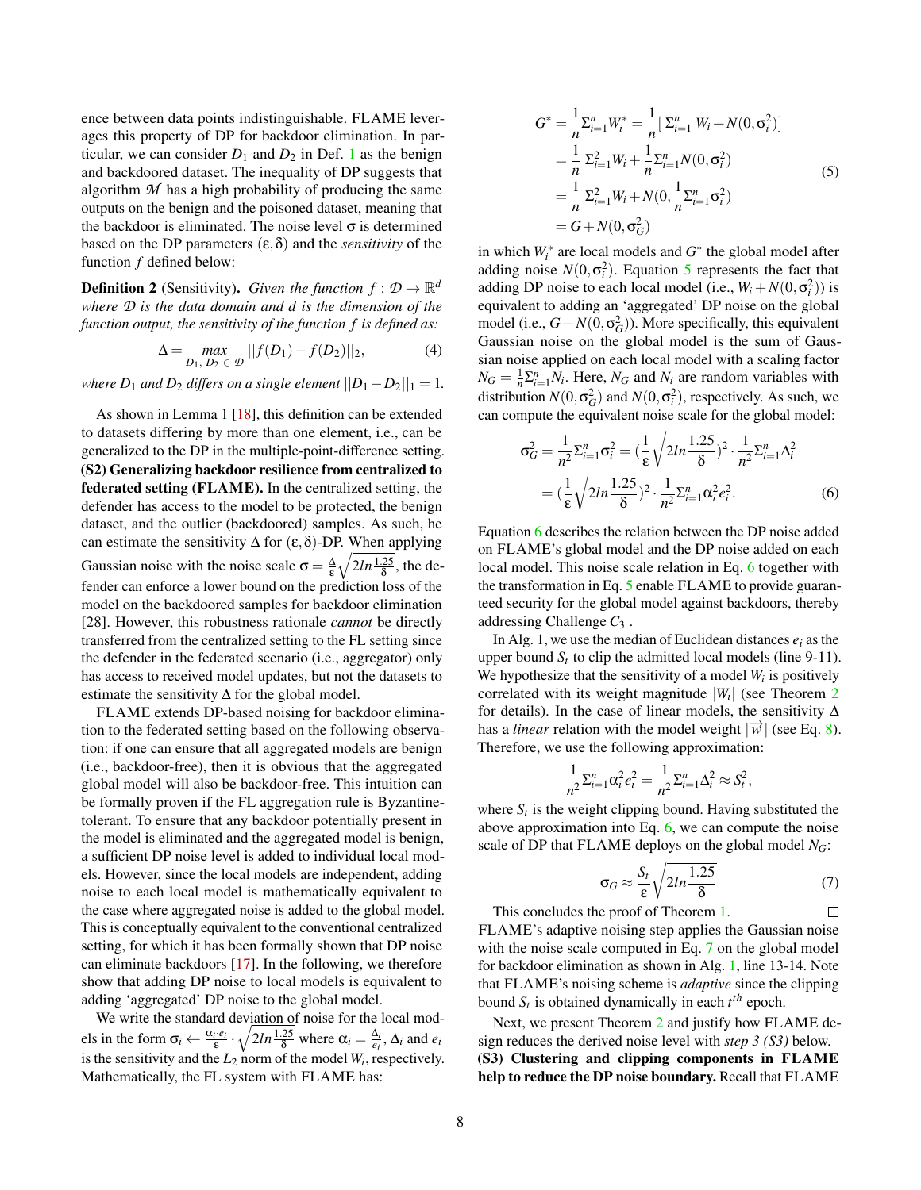ence between data points indistinguishable. FLAME leverages this property of DP for backdoor elimination. In particular, we can consider $D_1$ and $D_2$ in Def. 1 as the benign and backdoored dataset. The inequality of DP suggests that algorithm $\mathcal{M}$ has a high probability of producing the same outputs on the benign and the poisoned dataset, meaning that the backdoor is eliminated. The noise level $\sigma$ is determined based on the DP parameters $(\varepsilon, \delta)$ and the *sensitivity* of the function $f$ defined below:

**Definition 2** (Sensitivity). *Given the function $f : \mathcal{D} \rightarrow \mathbb{R}^d$ where $\mathcal{D}$ is the data domain and $d$ is the dimension of the function output, the sensitivity of the function $f$ is defined as:*

$$\Delta = \max_{D_1, D_2 \in \mathcal{D}} ||f(D_1) - f(D_2)||_2, \tag{4}$$

*where $D_1$ and $D_2$ differs on a single element $||D_1 - D_2||_1 = 1$.*

As shown in Lemma 1 [18], this definition can be extended to datasets differing by more than one element, i.e., can be generalized to the DP in the multiple-point-difference setting.

**(S2) Generalizing backdoor resilience from centralized to federated setting (FLAME).** In the centralized setting, the defender has access to the model to be protected, the benign dataset, and the outlier (backdoored) samples. As such, he can estimate the sensitivity $\Delta$ for $(\varepsilon, \delta)$-DP. When applying Gaussian noise with the noise scale $\sigma = \frac{\Delta}{\varepsilon}\sqrt{2ln\frac{1.25}{\delta}}$, the defender can enforce a lower bound on the prediction loss of the model on the backdoored samples for backdoor elimination [28]. However, this robustness rationale *cannot* be directly transferred from the centralized setting to the FL setting since the defender in the federated scenario (i.e., aggregator) only has access to received model updates, but not the datasets to estimate the sensitivity $\Delta$ for the global model.

FLAME extends DP-based noising for backdoor elimination to the federated setting based on the following observation: if one can ensure that all aggregated models are benign (i.e., backdoor-free), then it is obvious that the aggregated global model will also be backdoor-free. This intuition can be formally proven if the FL aggregation rule is Byzantine-tolerant. To ensure that any backdoor potentially present in the model is eliminated and the aggregated model is benign, a sufficient DP noise level is added to individual local models. However, since the local models are independent, adding noise to each local model is mathematically equivalent to the case where aggregated noise is added to the global model. This is conceptually equivalent to the conventional centralized setting, for which it has been formally shown that DP noise can eliminate backdoors [17]. In the following, we therefore show that adding DP noise to local models is equivalent to adding 'aggregated' DP noise to the global model.

We write the standard deviation of noise for the local models in the form $\sigma_i \leftarrow \frac{\alpha_i \cdot e_i}{\varepsilon} \cdot \sqrt{2ln\frac{1.25}{\delta}}$ where $\alpha_i = \frac{\Delta_i}{e_i}$, $\Delta_i$ and $e_i$ is the sensitivity and the $L_2$ norm of the model $W_i$, respectively. Mathematically, the FL system with FLAME has:

$$\begin{aligned}
G^* &= \frac{1}{n}\Sigma_{i=1}^n W_i^* = \frac{1}{n}[\ \Sigma_{i=1}^n\ W_i + N(0, \sigma_i^2)] \\
&= \frac{1}{n}\ \Sigma_{i=1}^2 W_i + \frac{1}{n}\Sigma_{i=1}^n N(0, \sigma_i^2) \\
&= \frac{1}{n}\ \Sigma_{i=1}^2 W_i + N(0, \frac{1}{n}\Sigma_{i=1}^n \sigma_i^2) \\
&= G + N(0, \sigma_G^2)
\end{aligned} \tag{5}$$

in which $W_i^*$ are local models and $G^*$ the global model after adding noise $N(0, \sigma_i^2)$. Equation 5 represents the fact that adding DP noise to each local model (i.e., $W_i + N(0, \sigma_i^2)$) is equivalent to adding an 'aggregated' DP noise on the global model (i.e., $G + N(0, \sigma_G^2)$). More specifically, this equivalent Gaussian noise on the global model is the sum of Gaussian noise applied on each local model with a scaling factor $N_G = \frac{1}{n}\Sigma_{i=1}^n N_i$. Here, $N_G$ and $N_i$ are random variables with distribution $N(0, \sigma_G^2)$ and $N(0, \sigma_i^2)$, respectively. As such, we can compute the equivalent noise scale for the global model:

$$\begin{aligned}
\sigma_G^2 &= \frac{1}{n^2}\Sigma_{i=1}^n \sigma_i^2 = (\frac{1}{\varepsilon}\sqrt{2ln\frac{1.25}{\delta}})^2 \cdot \frac{1}{n^2}\Sigma_{i=1}^n \Delta_i^2 \\
&= (\frac{1}{\varepsilon}\sqrt{2ln\frac{1.25}{\delta}})^2 \cdot \frac{1}{n^2}\Sigma_{i=1}^n \alpha_i^2 e_i^2.
\end{aligned} \tag{6}$$

Equation 6 describes the relation between the DP noise added on FLAME's global model and the DP noise added on each local model. This noise scale relation in Eq. 6 together with the transformation in Eq. 5 enable FLAME to provide guaranteed security for the global model against backdoors, thereby addressing Challenge $C_3$.

In Alg. 1, we use the median of Euclidean distances $e_i$ as the upper bound $S_t$ to clip the admitted local models (line 9-11). We hypothesize that the sensitivity of a model $W_i$ is positively correlated with its weight magnitude $|W_i|$ (see Theorem 2 for details). In the case of linear models, the sensitivity $\Delta$ has a *linear* relation with the model weight $|\vec{w}|$ (see Eq. 8). Therefore, we use the following approximation:

$$\frac{1}{n^2}\Sigma_{i=1}^n \alpha_i^2 e_i^2 = \frac{1}{n^2}\Sigma_{i=1}^n \Delta_i^2 \approx S_t^2,$$

where $S_t$ is the weight clipping bound. Having substituted the above approximation into Eq. 6, we can compute the noise scale of DP that FLAME deploys on the global model $N_G$:

$$\sigma_G \approx \frac{S_t}{\varepsilon}\sqrt{2ln\frac{1.25}{\delta}} \tag{7}$$

This concludes the proof of Theorem 1. □

FLAME's adaptive noising step applies the Gaussian noise with the noise scale computed in Eq. 7 on the global model for backdoor elimination as shown in Alg. 1, line 13-14. Note that FLAME's noising scheme is *adaptive* since the clipping bound $S_t$ is obtained dynamically in each $t^{th}$ epoch.

Next, we present Theorem 2 and justify how FLAME design reduces the derived noise level with *step 3 (S3)* below.

**(S3) Clustering and clipping components in FLAME help to reduce the DP noise boundary.** Recall that FLAME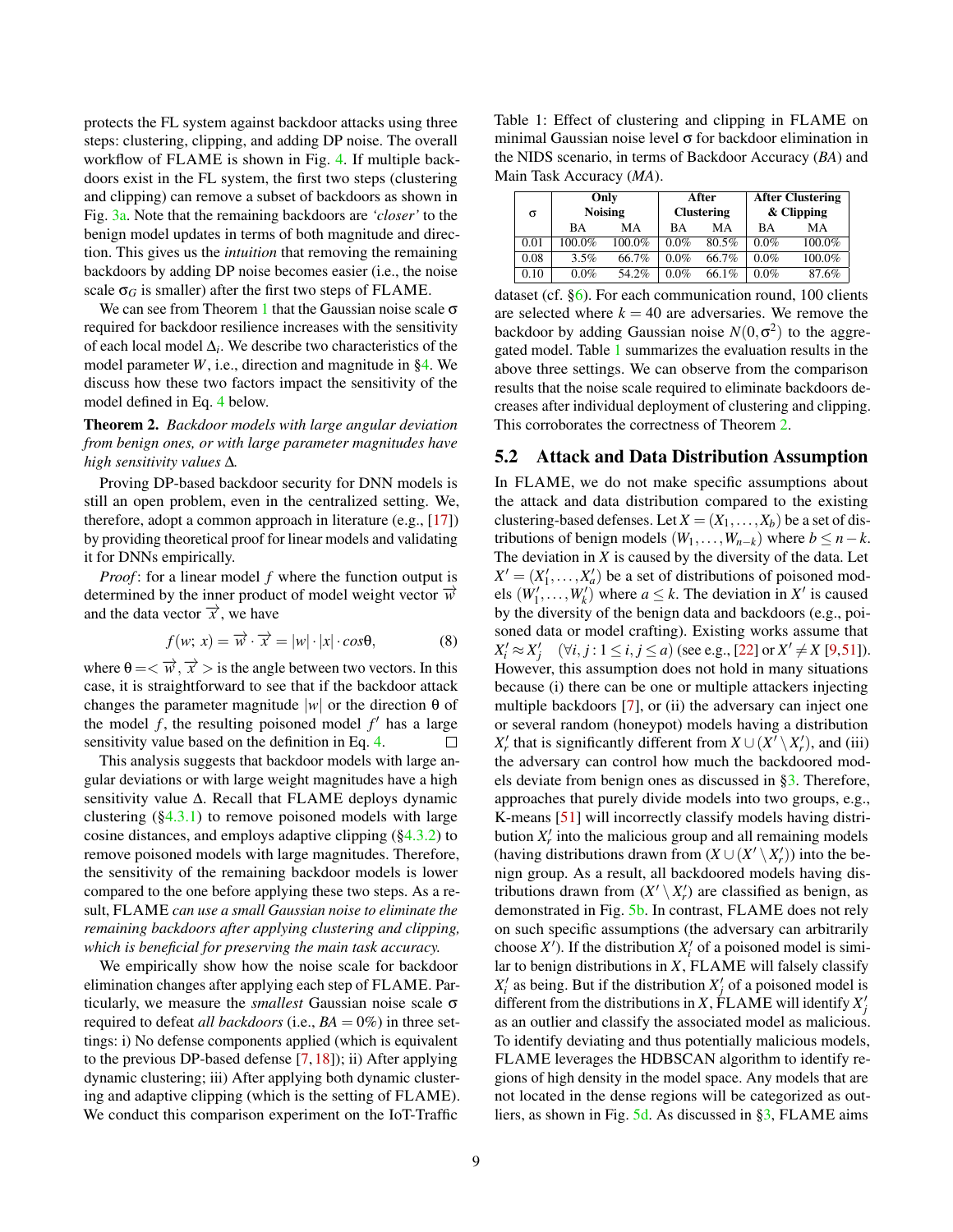protects the FL system against backdoor attacks using three steps: clustering, clipping, and adding DP noise. The overall workflow of FLAME is shown in Fig. 4. If multiple backdoors exist in the FL system, the first two steps (clustering and clipping) can remove a subset of backdoors as shown in Fig. 3a. Note that the remaining backdoors are *'closer'* to the benign model updates in terms of both magnitude and direction. This gives us the *intuition* that removing the remaining backdoors by adding DP noise becomes easier (i.e., the noise scale $\sigma_G$ is smaller) after the first two steps of FLAME.

We can see from Theorem 1 that the Gaussian noise scale $\sigma$ required for backdoor resilience increases with the sensitivity of each local model $\Delta_i$. We describe two characteristics of the model parameter $W$, i.e., direction and magnitude in §4. We discuss how these two factors impact the sensitivity of the model defined in Eq. 4 below.

**Theorem 2.** *Backdoor models with large angular deviation from benign ones, or with large parameter magnitudes have high sensitivity values* $\Delta$*.*

Proving DP-based backdoor security for DNN models is still an open problem, even in the centralized setting. We, therefore, adopt a common approach in literature (e.g., [17]) by providing theoretical proof for linear models and validating it for DNNs empirically.

*Proof*: for a linear model $f$ where the function output is determined by the inner product of model weight vector $\vec{w}$ and the data vector $\vec{x}$, we have

$$f(w;\, x) = \vec{w} \cdot \vec{x} = |w| \cdot |x| \cdot cos\theta, \tag{8}$$

where $\theta = <\vec{w}, \vec{x}>$ is the angle between two vectors. In this case, it is straightforward to see that if the backdoor attack changes the parameter magnitude $|w|$ or the direction $\theta$ of the model $f$, the resulting poisoned model $f'$ has a large sensitivity value based on the definition in Eq. 4. □

This analysis suggests that backdoor models with large angular deviations or with large weight magnitudes have a high sensitivity value $\Delta$. Recall that FLAME deploys dynamic clustering (§4.3.1) to remove poisoned models with large cosine distances, and employs adaptive clipping (§4.3.2) to remove poisoned models with large magnitudes. Therefore, the sensitivity of the remaining backdoor models is lower compared to the one before applying these two steps. As a result, FLAME *can use a small Gaussian noise to eliminate the remaining backdoors after applying clustering and clipping, which is beneficial for preserving the main task accuracy.*

We empirically show how the noise scale for backdoor elimination changes after applying each step of FLAME. Particularly, we measure the *smallest* Gaussian noise scale $\sigma$ required to defeat *all backdoors* (i.e., $BA = 0\%$) in three settings: i) No defense components applied (which is equivalent to the previous DP-based defense [7, 18]); ii) After applying dynamic clustering; iii) After applying both dynamic clustering and adaptive clipping (which is the setting of FLAME). We conduct this comparison experiment on the IoT-Traffic dataset (cf. §6). For each communication round, 100 clients are selected where $k = 40$ are adversaries. We remove the backdoor by adding Gaussian noise $N(0, \sigma^2)$ to the aggregated model. Table 1 summarizes the evaluation results in the above three settings. We can observe from the comparison results that the noise scale required to eliminate backdoors decreases after individual deployment of clustering and clipping. This corroborates the correctness of Theorem 2.

Table 1: Effect of clustering and clipping in FLAME on minimal Gaussian noise level $\sigma$ for backdoor elimination in the NIDS scenario, in terms of Backdoor Accuracy (*BA*) and Main Task Accuracy (*MA*).

| $\sigma$ | Only Noising | | After Clustering | | After Clustering & Clipping | |
|---|---|---|---|---|---|---|
| | BA | MA | BA | MA | BA | MA |
| 0.01 | 100.0% | 100.0% | 0.0% | 80.5% | 0.0% | 100.0% |
| 0.08 | 3.5% | 66.7% | 0.0% | 66.7% | 0.0% | 100.0% |
| 0.10 | 0.0% | 54.2% | 0.0% | 66.1% | 0.0% | 87.6% |

## 5.2 Attack and Data Distribution Assumption

In FLAME, we do not make specific assumptions about the attack and data distribution compared to the existing clustering-based defenses. Let $X = (X_1, \ldots, X_b)$ be a set of distributions of benign models $(W_1, \ldots, W_{n-k})$ where $b \leq n-k$. The deviation in $X$ is caused by the diversity of the data. Let $X' = (X'_1, \ldots, X'_a)$ be a set of distributions of poisoned models $(W'_1, \ldots, W'_k)$ where $a \leq k$. The deviation in $X'$ is caused by the diversity of the benign data and backdoors (e.g., poisoned data or model crafting). Existing works assume that $X'_i \approx X'_j \quad (\forall i, j : 1 \leq i, j \leq a)$ (see e.g., [22] or $X' \neq X$ [9, 51]). However, this assumption does not hold in many situations because (i) there can be one or multiple attackers injecting multiple backdoors [7], or (ii) the adversary can inject one or several random (honeypot) models having a distribution $X'_r$ that is significantly different from $X \cup (X' \setminus X'_r)$, and (iii) the adversary can control how much the backdoored models deviate from benign ones as discussed in §3. Therefore, approaches that purely divide models into two groups, e.g., K-means [51] will incorrectly classify models having distribution $X'_r$ into the malicious group and all remaining models (having distributions drawn from $(X \cup (X' \setminus X'_r))$ into the benign group. As a result, all backdoored models having distributions drawn from $(X' \setminus X'_r)$ are classified as benign, as demonstrated in Fig. 5b. In contrast, FLAME does not rely on such specific assumptions (the adversary can arbitrarily choose $X'$). If the distribution $X'_i$ of a poisoned model is similar to benign distributions in $X$, FLAME will falsely classify $X'_i$ as being. But if the distribution $X'_j$ of a poisoned model is different from the distributions in $X$, FLAME will identify $X'_j$ as an outlier and classify the associated model as malicious. To identify deviating and thus potentially malicious models, FLAME leverages the HDBSCAN algorithm to identify regions of high density in the model space. Any models that are not located in the dense regions will be categorized as outliers, as shown in Fig. 5d. As discussed in §3, FLAME aims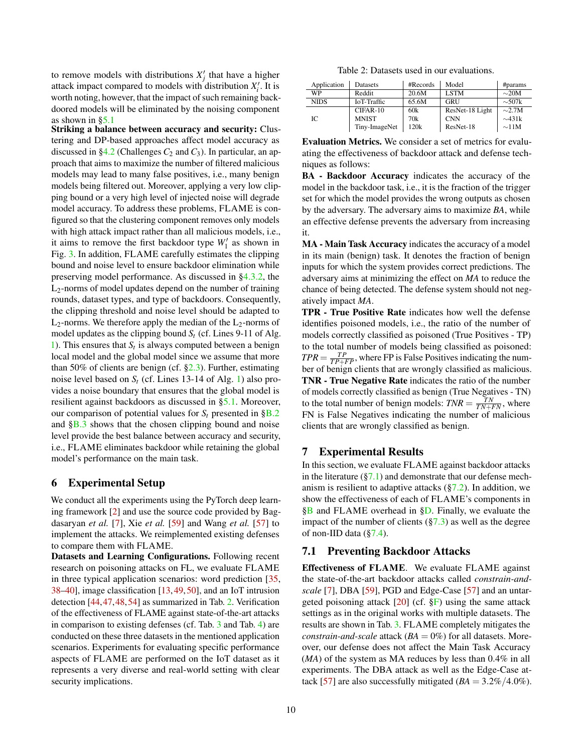to remove models with distributions $X'_j$ that have a higher attack impact compared to models with distribution $X'_i$. It is worth noting, however, that the impact of such remaining backdoored models will be eliminated by the noising component as shown in §5.1.

**Striking a balance between accuracy and security:** Clustering and DP-based approaches affect model accuracy as discussed in §4.2 (Challenges $C_2$ and $C_3$). In particular, an approach that aims to maximize the number of filtered malicious models may lead to many false positives, i.e., many benign models being filtered out. Moreover, applying a very low clipping bound or a very high level of injected noise will degrade model accuracy. To address these problems, FLAME is configured so that the clustering component removes only models with high attack impact rather than all malicious models, i.e., it aims to remove the first backdoor type $W'_1$ as shown in Fig. 3. In addition, FLAME carefully estimates the clipping bound and noise level to ensure backdoor elimination while preserving model performance. As discussed in §4.3.2, the $L_2$-norms of model updates depend on the number of training rounds, dataset types, and type of backdoors. Consequently, the clipping threshold and noise level should be adapted to $L_2$-norms. We therefore apply the median of the $L_2$-norms of model updates as the clipping bound $S_t$ (cf. Lines 9-11 of Alg. 1). This ensures that $S_t$ is always computed between a benign local model and the global model since we assume that more than 50% of clients are benign (cf. §2.3). Further, estimating noise level based on $S_t$ (cf. Lines 13-14 of Alg. 1) also provides a noise boundary that ensures that the global model is resilient against backdoors as discussed in §5.1. Moreover, our comparison of potential values for $S_t$ presented in §B.2 and §B.3 shows that the chosen clipping bound and noise level provide the best balance between accuracy and security, i.e., FLAME eliminates backdoor while retaining the global model's performance on the main task.

## 6 Experimental Setup

We conduct all the experiments using the PyTorch deep learning framework [2] and use the source code provided by Bagdasaryan *et al.* [7], Xie *et al.* [59] and Wang *et al.* [57] to implement the attacks. We reimplemented existing defenses to compare them with FLAME.

**Datasets and Learning Configurations.** Following recent research on poisoning attacks on FL, we evaluate FLAME in three typical application scenarios: word prediction [35, 38–40], image classification [13, 49, 50], and an IoT intrusion detection [44, 47, 48, 54] as summarized in Tab. 2. Verification of the effectiveness of FLAME against state-of-the-art attacks in comparison to existing defenses (cf. Tab. 3 and Tab. 4) are conducted on these three datasets in the mentioned application scenarios. Experiments for evaluating specific performance aspects of FLAME are performed on the IoT dataset as it represents a very diverse and real-world setting with clear security implications.

Table 2: Datasets used in our evaluations.

| Application | Datasets | #Records | Model | #params |
|---|---|---|---|---|
| WP | Reddit | 20.6M | LSTM | ~20M |
| NIDS | IoT-Traffic | 65.6M | GRU | ~507k |
| IC | CIFAR-10 | 60k | ResNet-18 Light | ~2.7M |
| | MNIST | 70k | CNN | ~431k |
| | Tiny-ImageNet | 120k | ResNet-18 | ~11M |

**Evaluation Metrics.** We consider a set of metrics for evaluating the effectiveness of backdoor attack and defense techniques as follows:

**BA - Backdoor Accuracy** indicates the accuracy of the model in the backdoor task, i.e., it is the fraction of the trigger set for which the model provides the wrong outputs as chosen by the adversary. The adversary aims to maximize *BA*, while an effective defense prevents the adversary from increasing it.

**MA - Main Task Accuracy** indicates the accuracy of a model in its main (benign) task. It denotes the fraction of benign inputs for which the system provides correct predictions. The adversary aims at minimizing the effect on *MA* to reduce the chance of being detected. The defense system should not negatively impact *MA*.

**TPR - True Positive Rate** indicates how well the defense identifies poisoned models, i.e., the ratio of the number of models correctly classified as poisoned (True Positives - TP) to the total number of models being classified as poisoned: $TPR = \frac{TP}{TP+FP}$, where FP is False Positives indicating the number of benign clients that are wrongly classified as malicious.

**TNR - True Negative Rate** indicates the ratio of the number of models correctly classified as benign (True Negatives - TN) to the total number of benign models: $TNR = \frac{TN}{TN+FN}$, where FN is False Negatives indicating the number of malicious clients that are wrongly classified as benign.

## 7 Experimental Results

In this section, we evaluate FLAME against backdoor attacks in the literature (§7.1) and demonstrate that our defense mechanism is resilient to adaptive attacks (§7.2). In addition, we show the effectiveness of each of FLAME's components in §B and FLAME overhead in §D. Finally, we evaluate the impact of the number of clients (§7.3) as well as the degree of non-IID data (§7.4).

### 7.1 Preventing Backdoor Attacks

**Effectiveness of FLAME.** We evaluate FLAME against the state-of-the-art backdoor attacks called *constrain-and-scale* [7], DBA [59], PGD and Edge-Case [57] and an untargeted poisoning attack [20] (cf. §F) using the same attack settings as in the original works with multiple datasets. The results are shown in Tab. 3. FLAME completely mitigates the *constrain-and-scale* attack ($BA = 0\%$) for all datasets. Moreover, our defense does not affect the Main Task Accuracy (*MA*) of the system as MA reduces by less than 0.4% in all experiments. The DBA attack as well as the Edge-Case attack [57] are also successfully mitigated ($BA = 3.2\%/4.0\%$).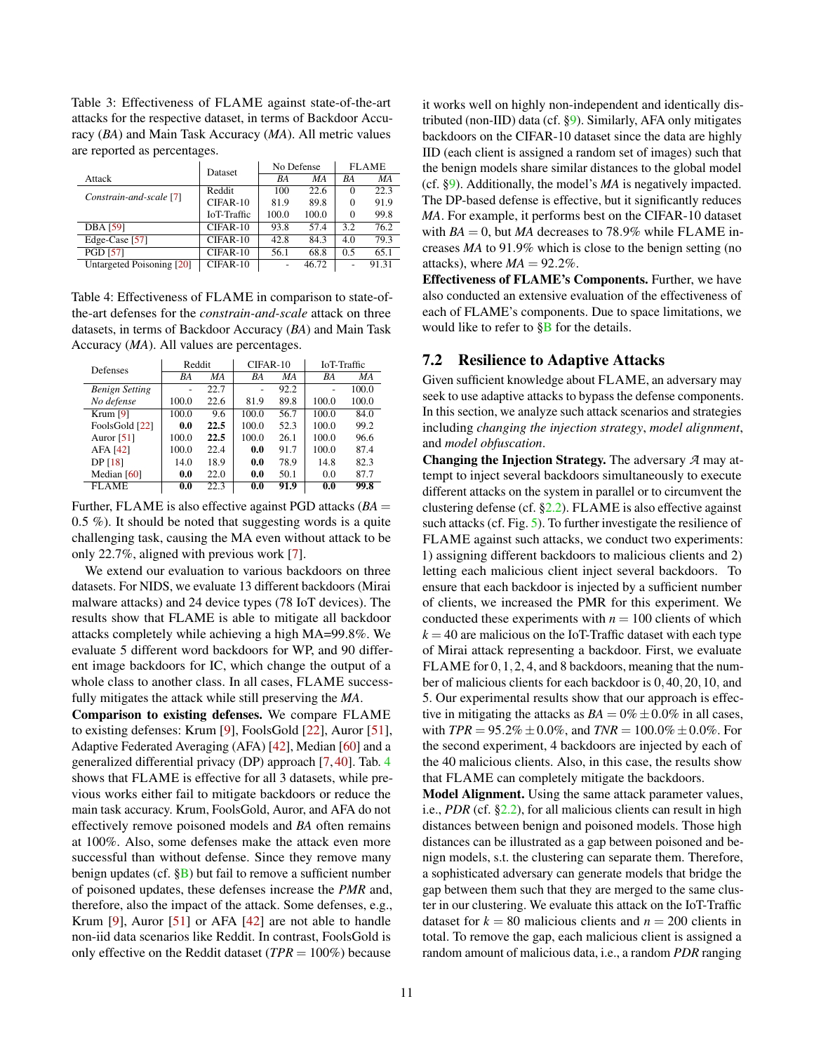Table 3: Effectiveness of FLAME against state-of-the-art attacks for the respective dataset, in terms of Backdoor Accuracy (*BA*) and Main Task Accuracy (*MA*). All metric values are reported as percentages.

| Attack | Dataset | No Defense | | FLAME | |
|---|---|---|---|---|---|
| | | *BA* | *MA* | *BA* | *MA* |
| *Constrain-and-scale* [7] | Reddit | 100 | 22.6 | 0 | 22.3 |
| | CIFAR-10 | 81.9 | 89.8 | 0 | 91.9 |
| | IoT-Traffic | 100.0 | 100.0 | 0 | 99.8 |
| DBA [59] | CIFAR-10 | 93.8 | 57.4 | 3.2 | 76.2 |
| Edge-Case [57] | CIFAR-10 | 42.8 | 84.3 | 4.0 | 79.3 |
| PGD [57] | CIFAR-10 | 56.1 | 68.8 | 0.5 | 65.1 |
| Untargeted Poisoning [20] | CIFAR-10 | - | 46.72 | - | 91.31 |

Table 4: Effectiveness of FLAME in comparison to state-of-the-art defenses for the *constrain-and-scale* attack on three datasets, in terms of Backdoor Accuracy (*BA*) and Main Task Accuracy (*MA*). All values are percentages.

| Defenses | Reddit | | CIFAR-10 | | IoT-Traffic | |
|---|---|---|---|---|---|---|
| | *BA* | *MA* | *BA* | *MA* | *BA* | *MA* |
| *Benign Setting* | - | 22.7 | - | 92.2 | - | 100.0 |
| *No defense* | 100.0 | 22.6 | 81.9 | 89.8 | 100.0 | 100.0 |
| Krum [9] | 100.0 | 9.6 | 100.0 | 56.7 | 100.0 | 84.0 |
| FoolsGold [22] | **0.0** | **22.5** | 100.0 | 52.3 | 100.0 | 99.2 |
| Auror [51] | 100.0 | **22.5** | 100.0 | 26.1 | 100.0 | 96.6 |
| AFA [42] | 100.0 | 22.4 | **0.0** | 91.7 | 100.0 | 87.4 |
| DP [18] | 14.0 | 18.9 | **0.0** | 78.9 | 14.8 | 82.3 |
| Median [60] | **0.0** | 22.0 | **0.0** | 50.1 | 0.0 | 87.7 |
| FLAME | **0.0** | 22.3 | **0.0** | **91.9** | **0.0** | **99.8** |

Further, FLAME is also effective against PGD attacks ($BA = 0.5$ %). It should be noted that suggesting words is a quite challenging task, causing the MA even without attack to be only 22.7%, aligned with previous work [7].

We extend our evaluation to various backdoors on three datasets. For NIDS, we evaluate 13 different backdoors (Mirai malware attacks) and 24 device types (78 IoT devices). The results show that FLAME is able to mitigate all backdoor attacks completely while achieving a high MA=99.8%. We evaluate 5 different word backdoors for WP, and 90 different image backdoors for IC, which change the output of a whole class to another class. In all cases, FLAME successfully mitigates the attack while still preserving the *MA*.

**Comparison to existing defenses.** We compare FLAME to existing defenses: Krum [9], FoolsGold [22], Auror [51], Adaptive Federated Averaging (AFA) [42], Median [60] and a generalized differential privacy (DP) approach [7,40]. Tab. 4 shows that FLAME is effective for all 3 datasets, while previous works either fail to mitigate backdoors or reduce the main task accuracy. Krum, FoolsGold, Auror, and AFA do not effectively remove poisoned models and *BA* often remains at 100%. Also, some defenses make the attack even more successful than without defense. Since they remove many benign updates (cf. §B) but fail to remove a sufficient number of poisoned updates, these defenses increase the *PMR* and, therefore, also the impact of the attack. Some defenses, e.g., Krum [9], Auror [51] or AFA [42] are not able to handle non-iid data scenarios like Reddit. In contrast, FoolsGold is only effective on the Reddit dataset ($TPR = 100\%$) because it works well on highly non-independent and identically distributed (non-IID) data (cf. §9). Similarly, AFA only mitigates backdoors on the CIFAR-10 dataset since the data are highly IID (each client is assigned a random set of images) such that the benign models share similar distances to the global model (cf. §9). Additionally, the model's *MA* is negatively impacted. The DP-based defense is effective, but it significantly reduces *MA*. For example, it performs best on the CIFAR-10 dataset with $BA = 0$, but *MA* decreases to 78.9% while FLAME increases *MA* to 91.9% which is close to the benign setting (no attacks), where $MA = 92.2\%$.

**Effectiveness of FLAME's Components.** Further, we have also conducted an extensive evaluation of the effectiveness of each of FLAME's components. Due to space limitations, we would like to refer to §B for the details.

## 7.2 Resilience to Adaptive Attacks

Given sufficient knowledge about FLAME, an adversary may seek to use adaptive attacks to bypass the defense components. In this section, we analyze such attack scenarios and strategies including *changing the injection strategy*, *model alignment*, and *model obfuscation*.

**Changing the Injection Strategy.** The adversary $\mathcal{A}$ may attempt to inject several backdoors simultaneously to execute different attacks on the system in parallel or to circumvent the clustering defense (cf. §2.2). FLAME is also effective against such attacks (cf. Fig. 5). To further investigate the resilience of FLAME against such attacks, we conduct two experiments: 1) assigning different backdoors to malicious clients and 2) letting each malicious client inject several backdoors. To ensure that each backdoor is injected by a sufficient number of clients, we increased the PMR for this experiment. We conducted these experiments with $n = 100$ clients of which $k = 40$ are malicious on the IoT-Traffic dataset with each type of Mirai attack representing a backdoor. First, we evaluate FLAME for $0, 1, 2, 4$, and $8$ backdoors, meaning that the number of malicious clients for each backdoor is $0, 40, 20, 10$, and $5$. Our experimental results show that our approach is effective in mitigating the attacks as $BA = 0\% \pm 0.0\%$ in all cases, with $TPR = 95.2\% \pm 0.0\%$, and $TNR = 100.0\% \pm 0.0\%$. For the second experiment, 4 backdoors are injected by each of the 40 malicious clients. Also, in this case, the results show that FLAME can completely mitigate the backdoors.

**Model Alignment.** Using the same attack parameter values, i.e., *PDR* (cf. §2.2), for all malicious clients can result in high distances between benign and poisoned models. Those high distances can be illustrated as a gap between poisoned and benign models, s.t. the clustering can separate them. Therefore, a sophisticated adversary can generate models that bridge the gap between them such that they are merged to the same cluster in our clustering. We evaluate this attack on the IoT-Traffic dataset for $k = 80$ malicious clients and $n = 200$ clients in total. To remove the gap, each malicious client is assigned a random amount of malicious data, i.e., a random *PDR* ranging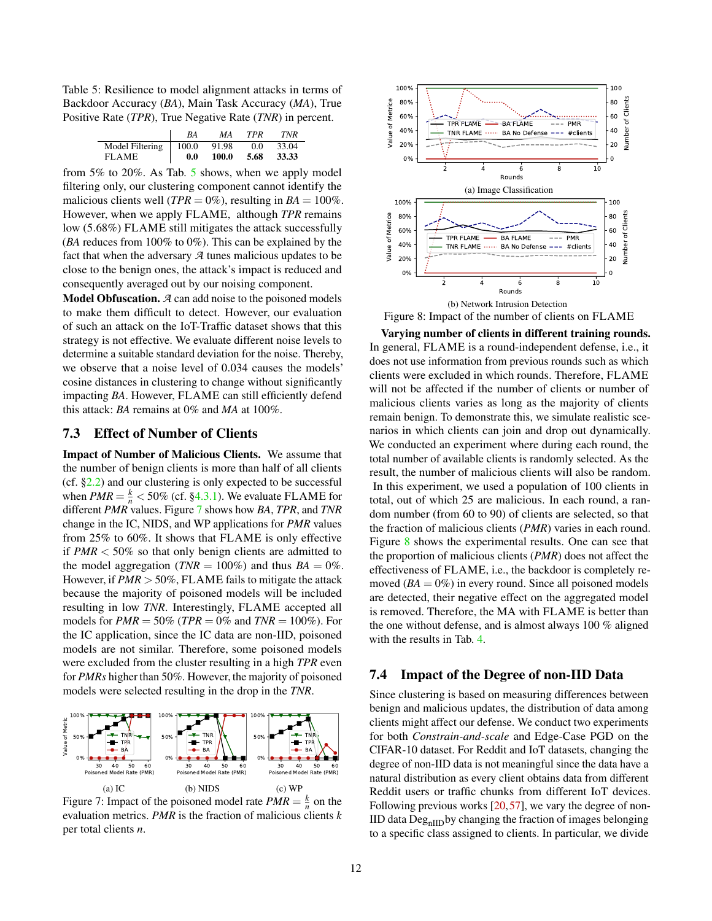Table 5: Resilience to model alignment attacks in terms of Backdoor Accuracy (*BA*), Main Task Accuracy (*MA*), True Positive Rate (*TPR*), True Negative Rate (*TNR*) in percent.

| | *BA* | *MA* | *TPR* | *TNR* |
|---|---|---|---|---|
| Model Filtering | 100.0 | 91.98 | 0.0 | 33.04 |
| FLAME | **0.0** | **100.0** | **5.68** | **33.33** |

from 5% to 20%. As Tab. 5 shows, when we apply model filtering only, our clustering component cannot identify the malicious clients well (*TPR* = 0%), resulting in *BA* = 100%. However, when we apply FLAME, although *TPR* remains low (5.68%) FLAME still mitigates the attack successfully (*BA* reduces from 100% to 0%). This can be explained by the fact that when the adversary $\mathcal{A}$ tunes malicious updates to be close to the benign ones, the attack's impact is reduced and consequently averaged out by our noising component.

**Model Obfuscation.** $\mathcal{A}$ can add noise to the poisoned models to make them difficult to detect. However, our evaluation of such an attack on the IoT-Traffic dataset shows that this strategy is not effective. We evaluate different noise levels to determine a suitable standard deviation for the noise. Thereby, we observe that a noise level of 0.034 causes the models' cosine distances in clustering to change without significantly impacting *BA*. However, FLAME can still efficiently defend this attack: *BA* remains at 0% and *MA* at 100%.

### 7.3 Effect of Number of Clients

**Impact of Number of Malicious Clients.** We assume that the number of benign clients is more than half of all clients (cf. §2.2) and our clustering is only expected to be successful when $PMR = \frac{k}{n} < 50\%$ (cf. §4.3.1). We evaluate FLAME for different *PMR* values. Figure 7 shows how *BA*, *TPR*, and *TNR* change in the IC, NIDS, and WP applications for *PMR* values from 25% to 60%. It shows that FLAME is only effective if $PMR < 50\%$ so that only benign clients are admitted to the model aggregation (*TNR* = 100%) and thus *BA* = 0%. However, if $PMR > 50\%$, FLAME fails to mitigate the attack because the majority of poisoned models will be included resulting in low *TNR*. Interestingly, FLAME accepted all models for *PMR* = 50% (*TPR* = 0% and *TNR* = 100%). For the IC application, since the IC data are non-IID, poisoned models are not similar. Therefore, some poisoned models were excluded from the cluster resulting in a high *TPR* even for *PMRs* higher than 50%. However, the majority of poisoned models were selected resulting in the drop in the *TNR*.

(a) IC (b) NIDS (c) WP

Figure 7: Impact of the poisoned model rate $PMR = \frac{k}{n}$ on the evaluation metrics. *PMR* is the fraction of malicious clients $k$ per total clients $n$.

(a) Image Classification

(b) Network Intrusion Detection

Figure 8: Impact of the number of clients on FLAME

**Varying number of clients in different training rounds.** In general, FLAME is a round-independent defense, i.e., it does not use information from previous rounds such as which clients were excluded in which rounds. Therefore, FLAME will not be affected if the number of clients or number of malicious clients varies as long as the majority of clients remain benign. To demonstrate this, we simulate realistic scenarios in which clients can join and drop out dynamically. We conducted an experiment where during each round, the total number of available clients is randomly selected. As the result, the number of malicious clients will also be random. In this experiment, we used a population of 100 clients in total, out of which 25 are malicious. In each round, a random number (from 60 to 90) of clients are selected, so that the fraction of malicious clients (*PMR*) varies in each round. Figure 8 shows the experimental results. One can see that the proportion of malicious clients (*PMR*) does not affect the effectiveness of FLAME, i.e., the backdoor is completely removed (*BA* = 0%) in every round. Since all poisoned models are detected, their negative effect on the aggregated model is removed. Therefore, the MA with FLAME is better than the one without defense, and is almost always 100 % aligned with the results in Tab. 4.

### 7.4 Impact of the Degree of non-IID Data

Since clustering is based on measuring differences between benign and malicious updates, the distribution of data among clients might affect our defense. We conduct two experiments for both *Constrain-and-scale* and Edge-Case PGD on the CIFAR-10 dataset. For Reddit and IoT datasets, changing the degree of non-IID data is not meaningful since the data have a natural distribution as every client obtains data from different Reddit users or traffic chunks from different IoT devices. Following previous works [20, 57], we vary the degree of non-IID data $\text{Deg}_{\text{nIID}}$ by changing the fraction of images belonging to a specific class assigned to clients. In particular, we divide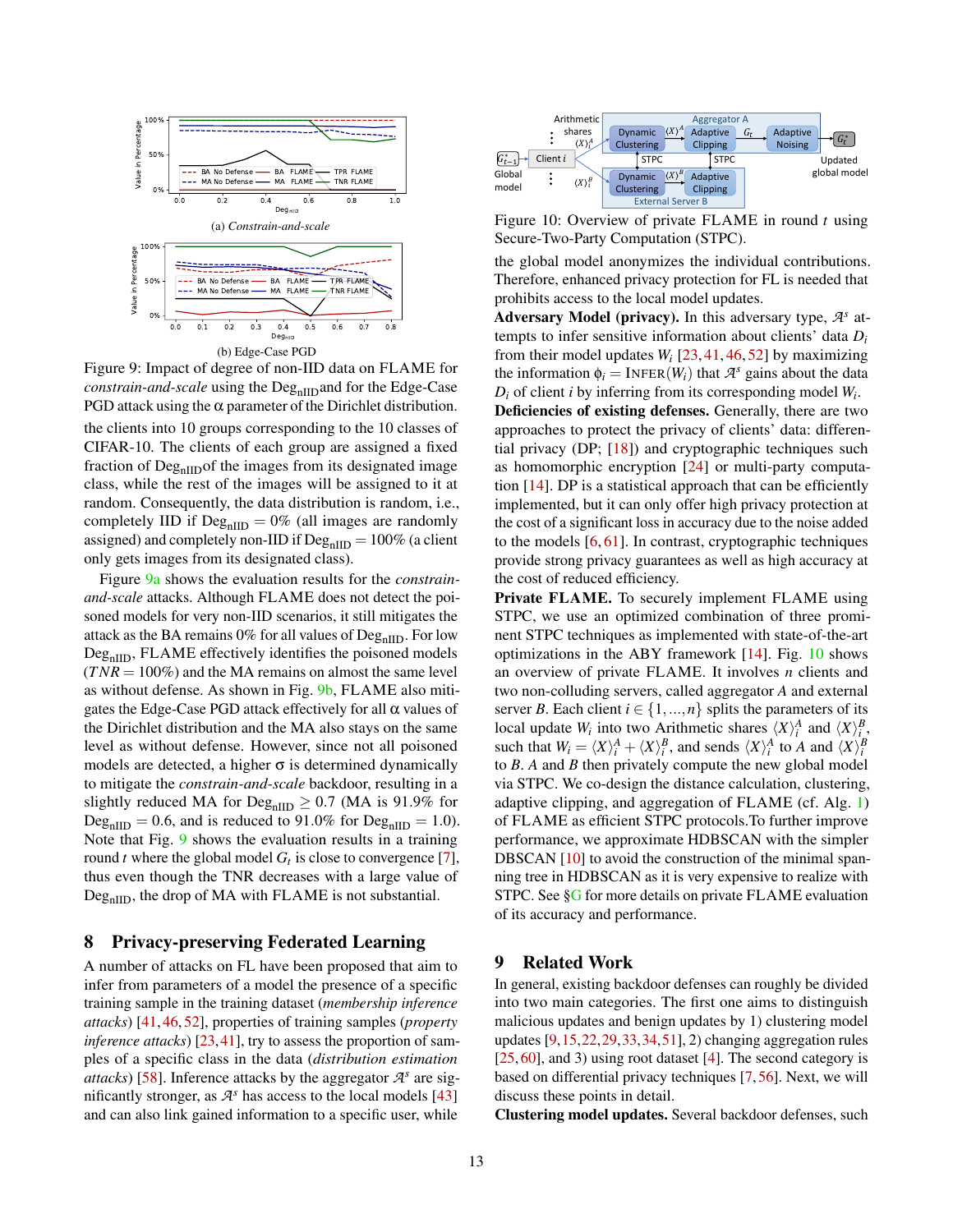(a) *Constrain-and-scale*

(b) Edge-Case PGD

Figure 9: Impact of degree of non-IID data on FLAME for *constrain-and-scale* using the $\text{Deg}_{\text{nIID}}$ and for the Edge-Case PGD attack using the $\alpha$ parameter of the Dirichlet distribution.

the clients into 10 groups corresponding to the 10 classes of CIFAR-10. The clients of each group are assigned a fixed fraction of $\text{Deg}_{\text{nIID}}$ of the images from its designated image class, while the rest of the images will be assigned to it at random. Consequently, the data distribution is random, i.e., completely IID if $\text{Deg}_{\text{nIID}} = 0\%$ (all images are randomly assigned) and completely non-IID if $\text{Deg}_{\text{nIID}} = 100\%$ (a client only gets images from its designated class).

Figure 9a shows the evaluation results for the *constrain-and-scale* attacks. Although FLAME does not detect the poisoned models for very non-IID scenarios, it still mitigates the attack as the BA remains 0% for all values of $\text{Deg}_{\text{nIID}}$. For low $\text{Deg}_{\text{nIID}}$, FLAME effectively identifies the poisoned models ($TNR = 100\%$) and the MA remains on almost the same level as without defense. As shown in Fig. 9b, FLAME also mitigates the Edge-Case PGD attack effectively for all $\alpha$ values of the Dirichlet distribution and the MA also stays on the same level as without defense. However, since not all poisoned models are detected, a higher $\sigma$ is determined dynamically to mitigate the *constrain-and-scale* backdoor, resulting in a slightly reduced MA for $\text{Deg}_{\text{nIID}} \geq 0.7$ (MA is 91.9% for $\text{Deg}_{\text{nIID}} = 0.6$, and is reduced to 91.0% for $\text{Deg}_{\text{nIID}} = 1.0$). Note that Fig. 9 shows the evaluation results in a training round $t$ where the global model $G_t$ is close to convergence [7], thus even though the TNR decreases with a large value of $\text{Deg}_{\text{nIID}}$, the drop of MA with FLAME is not substantial.

## 8 Privacy-preserving Federated Learning

A number of attacks on FL have been proposed that aim to infer from parameters of a model the presence of a specific training sample in the training dataset (*membership inference attacks*) [41,46,52], properties of training samples (*property inference attacks*) [23,41], try to assess the proportion of samples of a specific class in the data (*distribution estimation attacks*) [58]. Inference attacks by the aggregator $\mathcal{A}^s$ are significantly stronger, as $\mathcal{A}^s$ has access to the local models [43] and can also link gained information to a specific user, while the global model anonymizes the individual contributions. Therefore, enhanced privacy protection for FL is needed that prohibits access to the local model updates.

**Adversary Model (privacy).** In this adversary type, $\mathcal{A}^s$ attempts to infer sensitive information about clients' data $D_i$ from their model updates $W_i$ [23,41,46,52] by maximizing the information $\phi_i = \text{INFER}(W_i)$ that $\mathcal{A}^s$ gains about the data $D_i$ of client $i$ by inferring from its corresponding model $W_i$.

**Deficiencies of existing defenses.** Generally, there are two approaches to protect the privacy of clients' data: differential privacy (DP; [18]) and cryptographic techniques such as homomorphic encryption [24] or multi-party computation [14]. DP is a statistical approach that can be efficiently implemented, but it can only offer high privacy protection at the cost of a significant loss in accuracy due to the noise added to the models [6,61]. In contrast, cryptographic techniques provide strong privacy guarantees as well as high accuracy at the cost of reduced efficiency.

Figure 10: Overview of private FLAME in round $t$ using Secure-Two-Party Computation (STPC).

**Private FLAME.** To securely implement FLAME using STPC, we use an optimized combination of three prominent STPC techniques as implemented with state-of-the-art optimizations in the ABY framework [14]. Fig. 10 shows an overview of private FLAME. It involves $n$ clients and two non-colluding servers, called aggregator $A$ and external server $B$. Each client $i \in \{1,\ldots,n\}$ splits the parameters of its local update $W_i$ into two Arithmetic shares $\langle X \rangle_i^A$ and $\langle X \rangle_i^B$, such that $W_i = \langle X \rangle_i^A + \langle X \rangle_i^B$, and sends $\langle X \rangle_i^A$ to $A$ and $\langle X \rangle_i^B$ to $B$. $A$ and $B$ then privately compute the new global model via STPC. We co-design the distance calculation, clustering, adaptive clipping, and aggregation of FLAME (cf. Alg. 1) of FLAME as efficient STPC protocols.To further improve performance, we approximate HDBSCAN with the simpler DBSCAN [10] to avoid the construction of the minimal spanning tree in HDBSCAN as it is very expensive to realize with STPC. See §G for more details on private FLAME evaluation of its accuracy and performance.

## 9 Related Work

In general, existing backdoor defenses can roughly be divided into two main categories. The first one aims to distinguish malicious updates and benign updates by 1) clustering model updates [9,15,22,29,33,34,51], 2) changing aggregation rules [25,60], and 3) using root dataset [4]. The second category is based on differential privacy techniques [7,56]. Next, we will discuss these points in detail.

**Clustering model updates.** Several backdoor defenses, such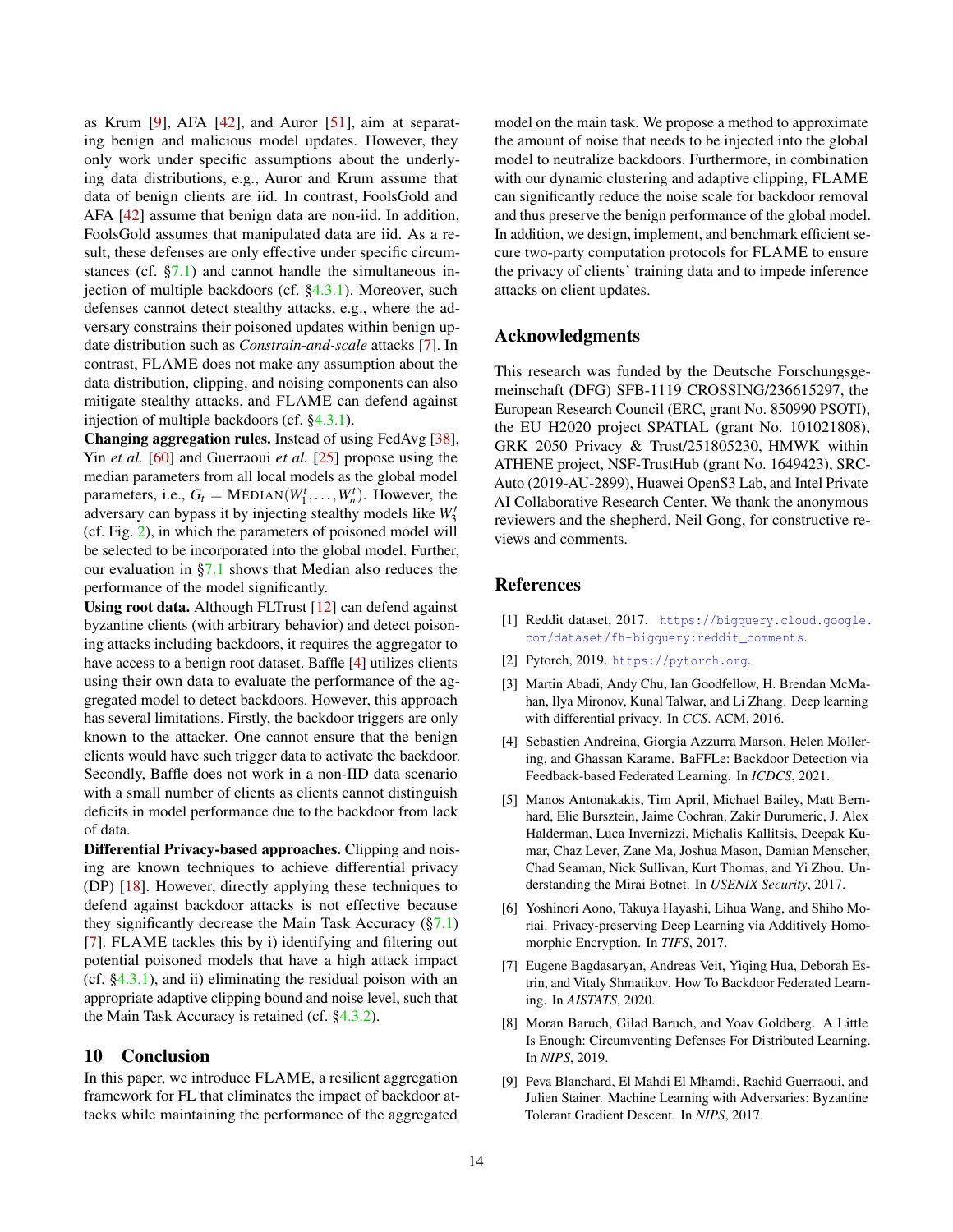as Krum [9], AFA [42], and Auror [51], aim at separating benign and malicious model updates. However, they only work under specific assumptions about the underlying data distributions, e.g., Auror and Krum assume that data of benign clients are iid. In contrast, FoolsGold and AFA [42] assume that benign data are non-iid. In addition, FoolsGold assumes that manipulated data are iid. As a result, these defenses are only effective under specific circumstances (cf. §7.1) and cannot handle the simultaneous injection of multiple backdoors (cf. §4.3.1). Moreover, such defenses cannot detect stealthy attacks, e.g., where the adversary constrains their poisoned updates within benign update distribution such as *Constrain-and-scale* attacks [7]. In contrast, FLAME does not make any assumption about the data distribution, clipping, and noising components can also mitigate stealthy attacks, and FLAME can defend against injection of multiple backdoors (cf. §4.3.1).

**Changing aggregation rules.** Instead of using FedAvg [38], Yin *et al.* [60] and Guerraoui *et al.* [25] propose using the median parameters from all local models as the global model parameters, i.e., $G_t = \text{MEDIAN}(W_1^t, \ldots, W_n^t)$. However, the adversary can bypass it by injecting stealthy models like $W_3'$ (cf. Fig. 2), in which the parameters of poisoned model will be selected to be incorporated into the global model. Further, our evaluation in §7.1 shows that Median also reduces the performance of the model significantly.

**Using root data.** Although FLTrust [12] can defend against byzantine clients (with arbitrary behavior) and detect poisoning attacks including backdoors, it requires the aggregator to have access to a benign root dataset. Baffle [4] utilizes clients using their own data to evaluate the performance of the aggregated model to detect backdoors. However, this approach has several limitations. Firstly, the backdoor triggers are only known to the attacker. One cannot ensure that the benign clients would have such trigger data to activate the backdoor. Secondly, Baffle does not work in a non-IID data scenario with a small number of clients as clients cannot distinguish deficits in model performance due to the backdoor from lack of data.

**Differential Privacy-based approaches.** Clipping and noising are known techniques to achieve differential privacy (DP) [18]. However, directly applying these techniques to defend against backdoor attacks is not effective because they significantly decrease the Main Task Accuracy (§7.1) [7]. FLAME tackles this by i) identifying and filtering out potential poisoned models that have a high attack impact (cf. §4.3.1), and ii) eliminating the residual poison with an appropriate adaptive clipping bound and noise level, such that the Main Task Accuracy is retained (cf. §4.3.2).

## 10 Conclusion

In this paper, we introduce FLAME, a resilient aggregation framework for FL that eliminates the impact of backdoor attacks while maintaining the performance of the aggregated model on the main task. We propose a method to approximate the amount of noise that needs to be injected into the global model to neutralize backdoors. Furthermore, in combination with our dynamic clustering and adaptive clipping, FLAME can significantly reduce the noise scale for backdoor removal and thus preserve the benign performance of the global model. In addition, we design, implement, and benchmark efficient secure two-party computation protocols for FLAME to ensure the privacy of clients' training data and to impede inference attacks on client updates.

## Acknowledgments

This research was funded by the Deutsche Forschungsgemeinschaft (DFG) SFB-1119 CROSSING/236615297, the European Research Council (ERC, grant No. 850990 PSOTI), the EU H2020 project SPATIAL (grant No. 101021808), GRK 2050 Privacy & Trust/251805230, HMWK within ATHENE project, NSF-TrustHub (grant No. 1649423), SRC-Auto (2019-AU-2899), Huawei OpenS3 Lab, and Intel Private AI Collaborative Research Center. We thank the anonymous reviewers and the shepherd, Neil Gong, for constructive reviews and comments.

## References

[1] Reddit dataset, 2017. https://bigquery.cloud.google.com/dataset/fh-bigquery:reddit_comments.

[2] Pytorch, 2019. https://pytorch.org.

[3] Martin Abadi, Andy Chu, Ian Goodfellow, H. Brendan McMahan, Ilya Mironov, Kunal Talwar, and Li Zhang. Deep learning with differential privacy. In *CCS*. ACM, 2016.

[4] Sebastien Andreina, Giorgia Azzurra Marson, Helen Möllering, and Ghassan Karame. BaFFLe: Backdoor Detection via Feedback-based Federated Learning. In *ICDCS*, 2021.

[5] Manos Antonakakis, Tim April, Michael Bailey, Matt Bernhard, Elie Bursztein, Jaime Cochran, Zakir Durumeric, J. Alex Halderman, Luca Invernizzi, Michalis Kallitsis, Deepak Kumar, Chaz Lever, Zane Ma, Joshua Mason, Damian Menscher, Chad Seaman, Nick Sullivan, Kurt Thomas, and Yi Zhou. Understanding the Mirai Botnet. In *USENIX Security*, 2017.

[6] Yoshinori Aono, Takuya Hayashi, Lihua Wang, and Shiho Moriai. Privacy-preserving Deep Learning via Additively Homomorphic Encryption. In *TIFS*, 2017.

[7] Eugene Bagdasaryan, Andreas Veit, Yiqing Hua, Deborah Estrin, and Vitaly Shmatikov. How To Backdoor Federated Learning. In *AISTATS*, 2020.

[8] Moran Baruch, Gilad Baruch, and Yoav Goldberg. A Little Is Enough: Circumventing Defenses For Distributed Learning. In *NIPS*, 2019.

[9] Peva Blanchard, El Mahdi El Mhamdi, Rachid Guerraoui, and Julien Stainer. Machine Learning with Adversaries: Byzantine Tolerant Gradient Descent. In *NIPS*, 2017.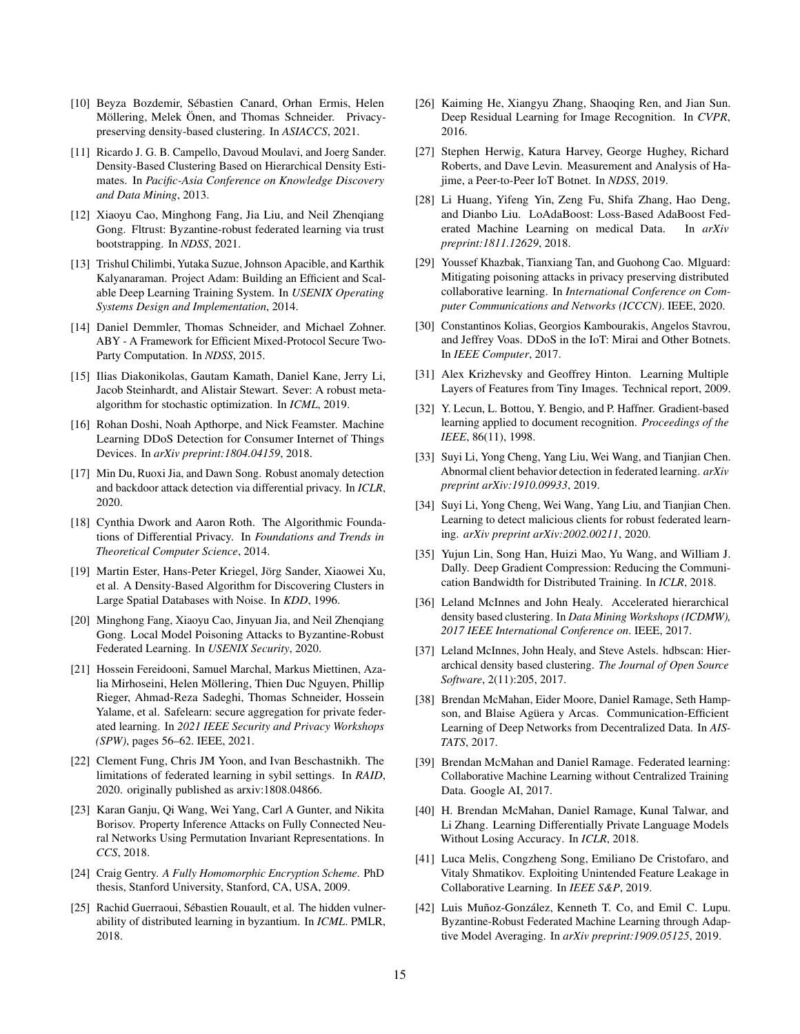[10] Beyza Bozdemir, Sébastien Canard, Orhan Ermis, Helen Möllering, Melek Önen, and Thomas Schneider. Privacy-preserving density-based clustering. In *ASIACCS*, 2021.

[11] Ricardo J. G. B. Campello, Davoud Moulavi, and Joerg Sander. Density-Based Clustering Based on Hierarchical Density Estimates. In *Pacific-Asia Conference on Knowledge Discovery and Data Mining*, 2013.

[12] Xiaoyu Cao, Minghong Fang, Jia Liu, and Neil Zhenqiang Gong. Fltrust: Byzantine-robust federated learning via trust bootstrapping. In *NDSS*, 2021.

[13] Trishul Chilimbi, Yutaka Suzue, Johnson Apacible, and Karthik Kalyanaraman. Project Adam: Building an Efficient and Scalable Deep Learning Training System. In *USENIX Operating Systems Design and Implementation*, 2014.

[14] Daniel Demmler, Thomas Schneider, and Michael Zohner. ABY - A Framework for Efficient Mixed-Protocol Secure Two-Party Computation. In *NDSS*, 2015.

[15] Ilias Diakonikolas, Gautam Kamath, Daniel Kane, Jerry Li, Jacob Steinhardt, and Alistair Stewart. Sever: A robust meta-algorithm for stochastic optimization. In *ICML*, 2019.

[16] Rohan Doshi, Noah Apthorpe, and Nick Feamster. Machine Learning DDoS Detection for Consumer Internet of Things Devices. In *arXiv preprint:1804.04159*, 2018.

[17] Min Du, Ruoxi Jia, and Dawn Song. Robust anomaly detection and backdoor attack detection via differential privacy. In *ICLR*, 2020.

[18] Cynthia Dwork and Aaron Roth. The Algorithmic Foundations of Differential Privacy. In *Foundations and Trends in Theoretical Computer Science*, 2014.

[19] Martin Ester, Hans-Peter Kriegel, Jörg Sander, Xiaowei Xu, et al. A Density-Based Algorithm for Discovering Clusters in Large Spatial Databases with Noise. In *KDD*, 1996.

[20] Minghong Fang, Xiaoyu Cao, Jinyuan Jia, and Neil Zhenqiang Gong. Local Model Poisoning Attacks to Byzantine-Robust Federated Learning. In *USENIX Security*, 2020.

[21] Hossein Fereidooni, Samuel Marchal, Markus Miettinen, Azalia Mirhoseini, Helen Möllering, Thien Duc Nguyen, Phillip Rieger, Ahmad-Reza Sadeghi, Thomas Schneider, Hossein Yalame, et al. Safelearn: secure aggregation for private federated learning. In *2021 IEEE Security and Privacy Workshops (SPW)*, pages 56–62. IEEE, 2021.

[22] Clement Fung, Chris JM Yoon, and Ivan Beschastnikh. The limitations of federated learning in sybil settings. In *RAID*, 2020. originally published as arxiv:1808.04866.

[23] Karan Ganju, Qi Wang, Wei Yang, Carl A Gunter, and Nikita Borisov. Property Inference Attacks on Fully Connected Neural Networks Using Permutation Invariant Representations. In *CCS*, 2018.

[24] Craig Gentry. *A Fully Homomorphic Encryption Scheme*. PhD thesis, Stanford University, Stanford, CA, USA, 2009.

[25] Rachid Guerraoui, Sébastien Rouault, et al. The hidden vulnerability of distributed learning in byzantium. In *ICML*. PMLR, 2018.

[26] Kaiming He, Xiangyu Zhang, Shaoqing Ren, and Jian Sun. Deep Residual Learning for Image Recognition. In *CVPR*, 2016.

[27] Stephen Herwig, Katura Harvey, George Hughey, Richard Roberts, and Dave Levin. Measurement and Analysis of Hajime, a Peer-to-Peer IoT Botnet. In *NDSS*, 2019.

[28] Li Huang, Yifeng Yin, Zeng Fu, Shifa Zhang, Hao Deng, and Dianbo Liu. LoAdaBoost: Loss-Based AdaBoost Federated Machine Learning on medical Data. In *arXiv preprint:1811.12629*, 2018.

[29] Youssef Khazbak, Tianxiang Tan, and Guohong Cao. Mlguard: Mitigating poisoning attacks in privacy preserving distributed collaborative learning. In *International Conference on Computer Communications and Networks (ICCCN)*. IEEE, 2020.

[30] Constantinos Kolias, Georgios Kambourakis, Angelos Stavrou, and Jeffrey Voas. DDoS in the IoT: Mirai and Other Botnets. In *IEEE Computer*, 2017.

[31] Alex Krizhevsky and Geoffrey Hinton. Learning Multiple Layers of Features from Tiny Images. Technical report, 2009.

[32] Y. Lecun, L. Bottou, Y. Bengio, and P. Haffner. Gradient-based learning applied to document recognition. *Proceedings of the IEEE*, 86(11), 1998.

[33] Suyi Li, Yong Cheng, Yang Liu, Wei Wang, and Tianjian Chen. Abnormal client behavior detection in federated learning. *arXiv preprint arXiv:1910.09933*, 2019.

[34] Suyi Li, Yong Cheng, Wei Wang, Yang Liu, and Tianjian Chen. Learning to detect malicious clients for robust federated learning. *arXiv preprint arXiv:2002.00211*, 2020.

[35] Yujun Lin, Song Han, Huizi Mao, Yu Wang, and William J. Dally. Deep Gradient Compression: Reducing the Communication Bandwidth for Distributed Training. In *ICLR*, 2018.

[36] Leland McInnes and John Healy. Accelerated hierarchical density based clustering. In *Data Mining Workshops (ICDMW), 2017 IEEE International Conference on*. IEEE, 2017.

[37] Leland McInnes, John Healy, and Steve Astels. hdbscan: Hierarchical density based clustering. *The Journal of Open Source Software*, 2(11):205, 2017.

[38] Brendan McMahan, Eider Moore, Daniel Ramage, Seth Hampson, and Blaise Agüera y Arcas. Communication-Efficient Learning of Deep Networks from Decentralized Data. In *AISTATS*, 2017.

[39] Brendan McMahan and Daniel Ramage. Federated learning: Collaborative Machine Learning without Centralized Training Data. Google AI, 2017.

[40] H. Brendan McMahan, Daniel Ramage, Kunal Talwar, and Li Zhang. Learning Differentially Private Language Models Without Losing Accuracy. In *ICLR*, 2018.

[41] Luca Melis, Congzheng Song, Emiliano De Cristofaro, and Vitaly Shmatikov. Exploiting Unintended Feature Leakage in Collaborative Learning. In *IEEE S&P*, 2019.

[42] Luis Muñoz-González, Kenneth T. Co, and Emil C. Lupu. Byzantine-Robust Federated Machine Learning through Adaptive Model Averaging. In *arXiv preprint:1909.05125*, 2019.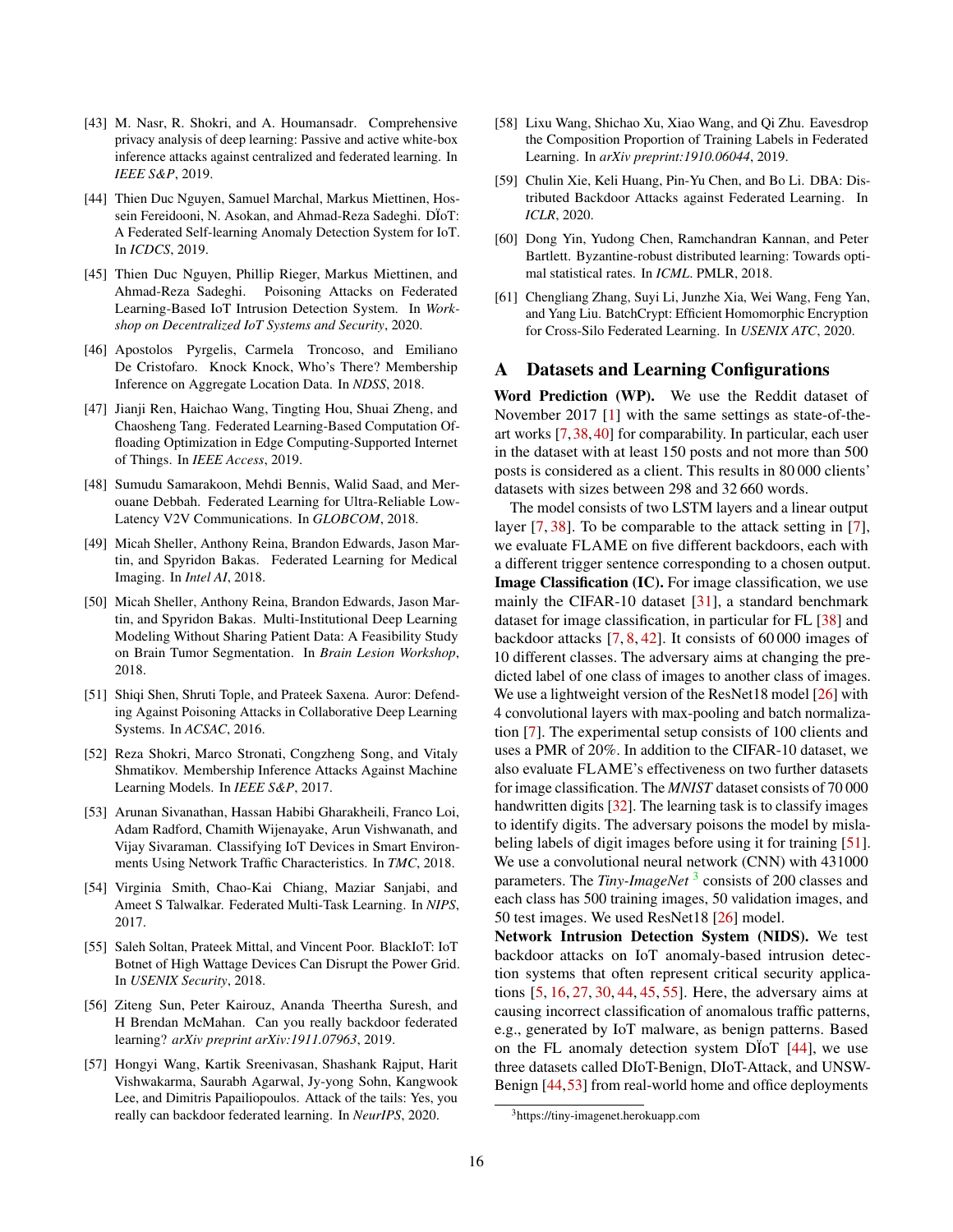[43] M. Nasr, R. Shokri, and A. Houmansadr. Comprehensive privacy analysis of deep learning: Passive and active white-box inference attacks against centralized and federated learning. In *IEEE S&P*, 2019.

[44] Thien Duc Nguyen, Samuel Marchal, Markus Miettinen, Hossein Fereidooni, N. Asokan, and Ahmad-Reza Sadeghi. DÏoT: A Federated Self-learning Anomaly Detection System for IoT. In *ICDCS*, 2019.

[45] Thien Duc Nguyen, Phillip Rieger, Markus Miettinen, and Ahmad-Reza Sadeghi. Poisoning Attacks on Federated Learning-Based IoT Intrusion Detection System. In *Workshop on Decentralized IoT Systems and Security*, 2020.

[46] Apostolos Pyrgelis, Carmela Troncoso, and Emiliano De Cristofaro. Knock Knock, Who's There? Membership Inference on Aggregate Location Data. In *NDSS*, 2018.

[47] Jianji Ren, Haichao Wang, Tingting Hou, Shuai Zheng, and Chaosheng Tang. Federated Learning-Based Computation Offloading Optimization in Edge Computing-Supported Internet of Things. In *IEEE Access*, 2019.

[48] Sumudu Samarakoon, Mehdi Bennis, Walid Saad, and Merouane Debbah. Federated Learning for Ultra-Reliable Low-Latency V2V Communications. In *GLOBCOM*, 2018.

[49] Micah Sheller, Anthony Reina, Brandon Edwards, Jason Martin, and Spyridon Bakas. Federated Learning for Medical Imaging. In *Intel AI*, 2018.

[50] Micah Sheller, Anthony Reina, Brandon Edwards, Jason Martin, and Spyridon Bakas. Multi-Institutional Deep Learning Modeling Without Sharing Patient Data: A Feasibility Study on Brain Tumor Segmentation. In *Brain Lesion Workshop*, 2018.

[51] Shiqi Shen, Shruti Tople, and Prateek Saxena. Auror: Defending Against Poisoning Attacks in Collaborative Deep Learning Systems. In *ACSAC*, 2016.

[52] Reza Shokri, Marco Stronati, Congzheng Song, and Vitaly Shmatikov. Membership Inference Attacks Against Machine Learning Models. In *IEEE S&P*, 2017.

[53] Arunan Sivanathan, Hassan Habibi Gharakheili, Franco Loi, Adam Radford, Chamith Wijenayake, Arun Vishwanath, and Vijay Sivaraman. Classifying IoT Devices in Smart Environments Using Network Traffic Characteristics. In *TMC*, 2018.

[54] Virginia Smith, Chao-Kai Chiang, Maziar Sanjabi, and Ameet S Talwalkar. Federated Multi-Task Learning. In *NIPS*, 2017.

[55] Saleh Soltan, Prateek Mittal, and Vincent Poor. BlackIoT: IoT Botnet of High Wattage Devices Can Disrupt the Power Grid. In *USENIX Security*, 2018.

[56] Ziteng Sun, Peter Kairouz, Ananda Theertha Suresh, and H Brendan McMahan. Can you really backdoor federated learning? *arXiv preprint arXiv:1911.07963*, 2019.

[57] Hongyi Wang, Kartik Sreenivasan, Shashank Rajput, Harit Vishwakarma, Saurabh Agarwal, Jy-yong Sohn, Kangwook Lee, and Dimitris Papailiopoulos. Attack of the tails: Yes, you really can backdoor federated learning. In *NeurIPS*, 2020.

[58] Lixu Wang, Shichao Xu, Xiao Wang, and Qi Zhu. Eavesdrop the Composition Proportion of Training Labels in Federated Learning. In *arXiv preprint:1910.06044*, 2019.

[59] Chulin Xie, Keli Huang, Pin-Yu Chen, and Bo Li. DBA: Distributed Backdoor Attacks against Federated Learning. In *ICLR*, 2020.

[60] Dong Yin, Yudong Chen, Ramchandran Kannan, and Peter Bartlett. Byzantine-robust distributed learning: Towards optimal statistical rates. In *ICML*. PMLR, 2018.

[61] Chengliang Zhang, Suyi Li, Junzhe Xia, Wei Wang, Feng Yan, and Yang Liu. BatchCrypt: Efficient Homomorphic Encryption for Cross-Silo Federated Learning. In *USENIX ATC*, 2020.

# A Datasets and Learning Configurations

**Word Prediction (WP).** We use the Reddit dataset of November 2017 [1] with the same settings as state-of-the-art works [7, 38, 40] for comparability. In particular, each user in the dataset with at least 150 posts and not more than 500 posts is considered as a client. This results in 80 000 clients' datasets with sizes between 298 and 32 660 words.

The model consists of two LSTM layers and a linear output layer [7, 38]. To be comparable to the attack setting in [7], we evaluate FLAME on five different backdoors, each with a different trigger sentence corresponding to a chosen output.

**Image Classification (IC).** For image classification, we use mainly the CIFAR-10 dataset [31], a standard benchmark dataset for image classification, in particular for FL [38] and backdoor attacks [7, 8, 42]. It consists of 60 000 images of 10 different classes. The adversary aims at changing the predicted label of one class of images to another class of images. We use a lightweight version of the ResNet18 model [26] with 4 convolutional layers with max-pooling and batch normalization [7]. The experimental setup consists of 100 clients and uses a PMR of 20%. In addition to the CIFAR-10 dataset, we also evaluate FLAME's effectiveness on two further datasets for image classification. The *MNIST* dataset consists of 70 000 handwritten digits [32]. The learning task is to classify images to identify digits. The adversary poisons the model by mislabeling labels of digit images before using it for training [51]. We use a convolutional neural network (CNN) with 431000 parameters. The *Tiny-ImageNet* [3] consists of 200 classes and each class has 500 training images, 50 validation images, and 50 test images. We used ResNet18 [26] model.

**Network Intrusion Detection System (NIDS).** We test backdoor attacks on IoT anomaly-based intrusion detection systems that often represent critical security applications [5, 16, 27, 30, 44, 45, 55]. Here, the adversary aims at causing incorrect classification of anomalous traffic patterns, e.g., generated by IoT malware, as benign patterns. Based on the FL anomaly detection system DÏoT [44], we use three datasets called DIoT-Benign, DIoT-Attack, and UNSW-Benign [44, 53] from real-world home and office deployments

[3] https://tiny-imagenet.herokuapp.com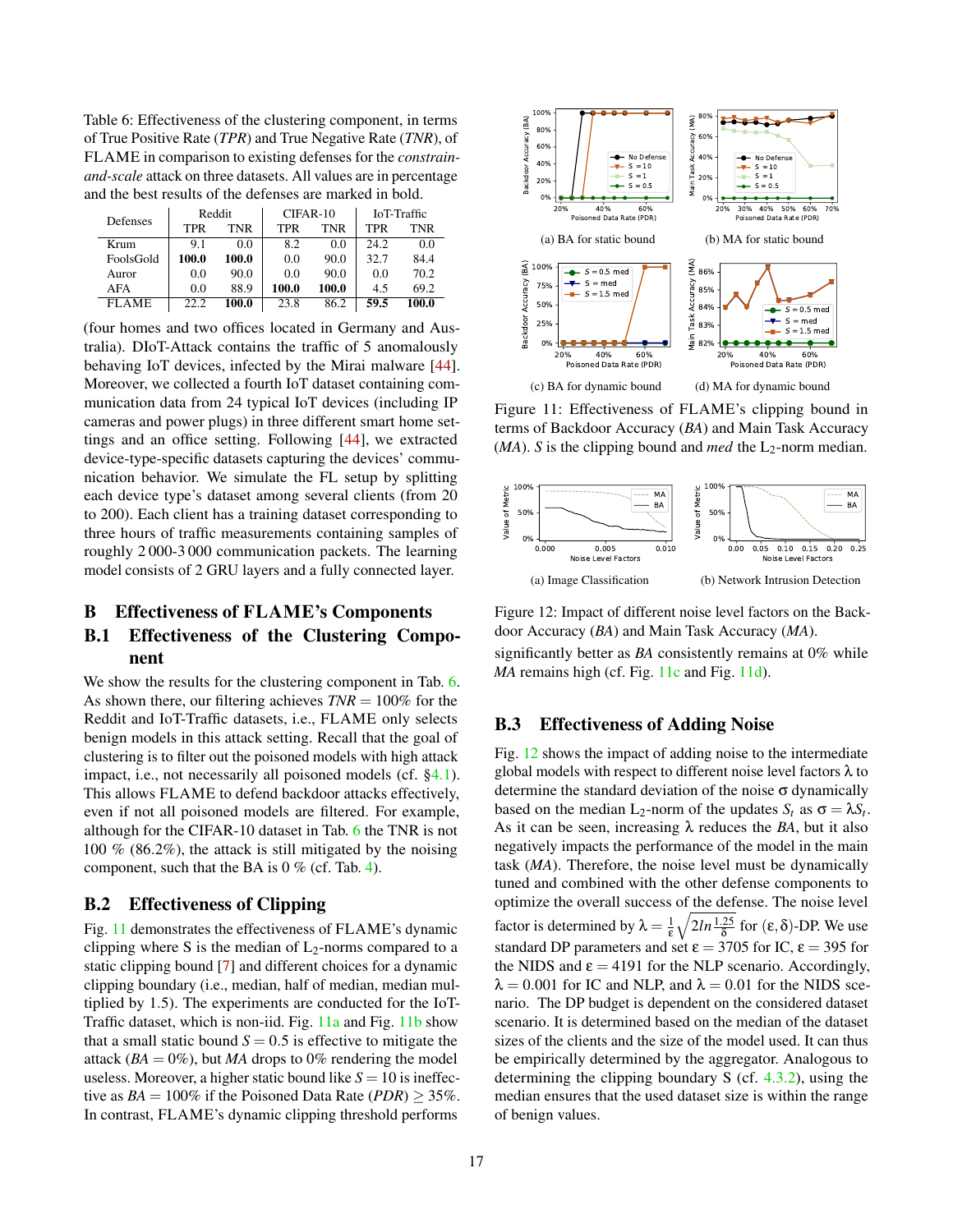Table 6: Effectiveness of the clustering component, in terms of True Positive Rate (*TPR*) and True Negative Rate (*TNR*), of FLAME in comparison to existing defenses for the *constrain-and-scale* attack on three datasets. All values are in percentage and the best results of the defenses are marked in bold.

| Defenses | Reddit | | CIFAR-10 | | IoT-Traffic | |
|---|---|---|---|---|---|---|
| | TPR | TNR | TPR | TNR | TPR | TNR |
| Krum | 9.1 | 0.0 | 8.2 | 0.0 | 24.2 | 0.0 |
| FoolsGold | **100.0** | **100.0** | 0.0 | 90.0 | 32.7 | 84.4 |
| Auror | 0.0 | 90.0 | 0.0 | 90.0 | 0.0 | 70.2 |
| AFA | 0.0 | 88.9 | **100.0** | **100.0** | 4.5 | 69.2 |
| FLAME | 22.2 | **100.0** | 23.8 | 86.2 | **59.5** | **100.0** |

(four homes and two offices located in Germany and Australia). DIoT-Attack contains the traffic of 5 anomalously behaving IoT devices, infected by the Mirai malware [44]. Moreover, we collected a fourth IoT dataset containing communication data from 24 typical IoT devices (including IP cameras and power plugs) in three different smart home settings and an office setting. Following [44], we extracted device-type-specific datasets capturing the devices' communication behavior. We simulate the FL setup by splitting each device type's dataset among several clients (from 20 to 200). Each client has a training dataset corresponding to three hours of traffic measurements containing samples of roughly 2 000-3 000 communication packets. The learning model consists of 2 GRU layers and a fully connected layer.

## B Effectiveness of FLAME's Components

### B.1 Effectiveness of the Clustering Component

We show the results for the clustering component in Tab. 6. As shown there, our filtering achieves $TNR = 100\%$ for the Reddit and IoT-Traffic datasets, i.e., FLAME only selects benign models in this attack setting. Recall that the goal of clustering is to filter out the poisoned models with high attack impact, i.e., not necessarily all poisoned models (cf. §4.1). This allows FLAME to defend backdoor attacks effectively, even if not all poisoned models are filtered. For example, although for the CIFAR-10 dataset in Tab. 6 the TNR is not 100 % (86.2%), the attack is still mitigated by the noising component, such that the BA is 0 % (cf. Tab. 4).

### B.2 Effectiveness of Clipping

Fig. 11 demonstrates the effectiveness of FLAME's dynamic clipping where S is the median of $L_2$-norms compared to a static clipping bound [7] and different choices for a dynamic clipping boundary (i.e., median, half of median, median multiplied by 1.5). The experiments are conducted for the IoT-Traffic dataset, which is non-iid. Fig. 11a and Fig. 11b show that a small static bound $S = 0.5$ is effective to mitigate the attack ($BA = 0\%$), but *MA* drops to 0% rendering the model useless. Moreover, a higher static bound like $S = 10$ is ineffective as $BA = 100\%$ if the Poisoned Data Rate ($PDR$) $\geq 35\%$. In contrast, FLAME's dynamic clipping threshold performs significantly better as *BA* consistently remains at 0% while *MA* remains high (cf. Fig. 11c and Fig. 11d).

(a) BA for static bound

(b) MA for static bound

(c) BA for dynamic bound

(d) MA for dynamic bound

Figure 11: Effectiveness of FLAME's clipping bound in terms of Backdoor Accuracy (*BA*) and Main Task Accuracy (*MA*). *S* is the clipping bound and *med* the $L_2$-norm median.

(a) Image Classification

(b) Network Intrusion Detection

Figure 12: Impact of different noise level factors on the Backdoor Accuracy (*BA*) and Main Task Accuracy (*MA*).

### B.3 Effectiveness of Adding Noise

Fig. 12 shows the impact of adding noise to the intermediate global models with respect to different noise level factors $\lambda$ to determine the standard deviation of the noise $\sigma$ dynamically based on the median $L_2$-norm of the updates $S_t$ as $\sigma = \lambda S_t$. As it can be seen, increasing $\lambda$ reduces the *BA*, but it also negatively impacts the performance of the model in the main task (*MA*). Therefore, the noise level must be dynamically tuned and combined with the other defense components to optimize the overall success of the defense. The noise level factor is determined by $\lambda = \frac{1}{\varepsilon}\sqrt{2ln\frac{1.25}{\delta}}$ for $(\varepsilon, \delta)$-DP. We use standard DP parameters and set $\varepsilon = 3705$ for IC, $\varepsilon = 395$ for the NIDS and $\varepsilon = 4191$ for the NLP scenario. Accordingly, $\lambda = 0.001$ for IC and NLP, and $\lambda = 0.01$ for the NIDS scenario. The DP budget is dependent on the considered dataset scenario. It is determined based on the median of the dataset sizes of the clients and the size of the model used. It can thus be empirically determined by the aggregator. Analogous to determining the clipping boundary S (cf. 4.3.2), using the median ensures that the used dataset size is within the range of benign values.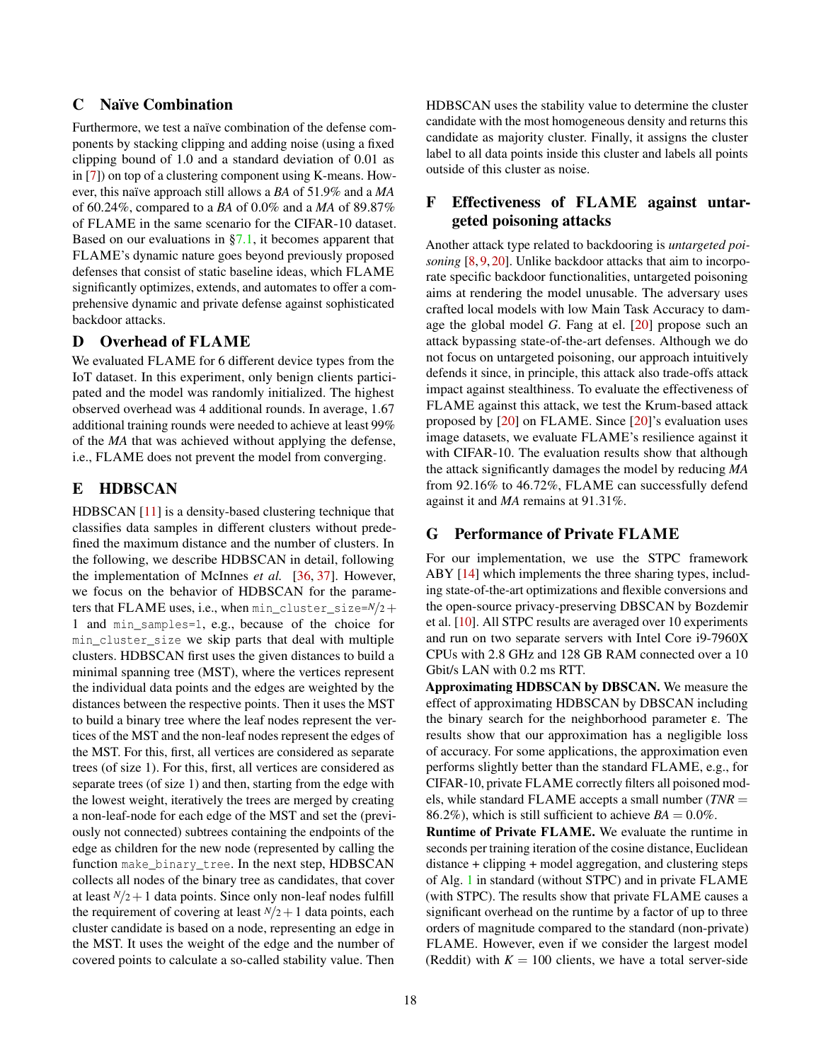## C Naïve Combination

Furthermore, we test a naïve combination of the defense components by stacking clipping and adding noise (using a fixed clipping bound of 1.0 and a standard deviation of 0.01 as in [7]) on top of a clustering component using K-means. However, this naïve approach still allows a *BA* of 51.9% and a *MA* of 60.24%, compared to a *BA* of 0.0% and a *MA* of 89.87% of FLAME in the same scenario for the CIFAR-10 dataset. Based on our evaluations in §7.1, it becomes apparent that FLAME's dynamic nature goes beyond previously proposed defenses that consist of static baseline ideas, which FLAME significantly optimizes, extends, and automates to offer a comprehensive dynamic and private defense against sophisticated backdoor attacks.

## D Overhead of FLAME

We evaluated FLAME for 6 different device types from the IoT dataset. In this experiment, only benign clients participated and the model was randomly initialized. The highest observed overhead was 4 additional rounds. In average, 1.67 additional training rounds were needed to achieve at least 99% of the *MA* that was achieved without applying the defense, i.e., FLAME does not prevent the model from converging.

## E HDBSCAN

HDBSCAN [11] is a density-based clustering technique that classifies data samples in different clusters without predefined the maximum distance and the number of clusters. In the following, we describe HDBSCAN in detail, following the implementation of McInnes *et al.* [36, 37]. However, we focus on the behavior of HDBSCAN for the parameters that FLAME uses, i.e., when `min_cluster_size=`$N/2+1$ and `min_samples=1`, e.g., because of the choice for `min_cluster_size` we skip parts that deal with multiple clusters. HDBSCAN first uses the given distances to build a minimal spanning tree (MST), where the vertices represent the individual data points and the edges are weighted by the distances between the respective points. Then it uses the MST to build a binary tree where the leaf nodes represent the vertices of the MST and the non-leaf nodes represent the edges of the MST. For this, first, all vertices are considered as separate trees (of size 1). For this, first, all vertices are considered as separate trees (of size 1) and then, starting from the edge with the lowest weight, iteratively the trees are merged by creating a non-leaf-node for each edge of the MST and set the (previously not connected) subtrees containing the endpoints of the edge as children for the new node (represented by calling the function `make_binary_tree`. In the next step, HDBSCAN collects all nodes of the binary tree as candidates, that cover at least $N/2+1$ data points. Since only non-leaf nodes fulfill the requirement of covering at least $N/2+1$ data points, each cluster candidate is based on a node, representing an edge in the MST. It uses the weight of the edge and the number of covered points to calculate a so-called stability value. Then HDBSCAN uses the stability value to determine the cluster candidate with the most homogeneous density and returns this candidate as majority cluster. Finally, it assigns the cluster label to all data points inside this cluster and labels all points outside of this cluster as noise.

## F Effectiveness of FLAME against untargeted poisoning attacks

Another attack type related to backdooring is *untargeted poisoning* [8, 9, 20]. Unlike backdoor attacks that aim to incorporate specific backdoor functionalities, untargeted poisoning aims at rendering the model unusable. The adversary uses crafted local models with low Main Task Accuracy to damage the global model *G*. Fang at el. [20] propose such an attack bypassing state-of-the-art defenses. Although we do not focus on untargeted poisoning, our approach intuitively defends it since, in principle, this attack also trade-offs attack impact against stealthiness. To evaluate the effectiveness of FLAME against this attack, we test the Krum-based attack proposed by [20] on FLAME. Since [20]'s evaluation uses image datasets, we evaluate FLAME's resilience against it with CIFAR-10. The evaluation results show that although the attack significantly damages the model by reducing *MA* from 92.16% to 46.72%, FLAME can successfully defend against it and *MA* remains at 91.31%.

## G Performance of Private FLAME

For our implementation, we use the STPC framework ABY [14] which implements the three sharing types, including state-of-the-art optimizations and flexible conversions and the open-source privacy-preserving DBSCAN by Bozdemir et al. [10]. All STPC results are averaged over 10 experiments and run on two separate servers with Intel Core i9-7960X CPUs with 2.8 GHz and 128 GB RAM connected over a 10 Gbit/s LAN with 0.2 ms RTT.

**Approximating HDBSCAN by DBSCAN.** We measure the effect of approximating HDBSCAN by DBSCAN including the binary search for the neighborhood parameter $\varepsilon$. The results show that our approximation has a negligible loss of accuracy. For some applications, the approximation even performs slightly better than the standard FLAME, e.g., for CIFAR-10, private FLAME correctly filters all poisoned models, while standard FLAME accepts a small number ($TNR = 86.2\%$), which is still sufficient to achieve $BA = 0.0\%$.

**Runtime of Private FLAME.** We evaluate the runtime in seconds per training iteration of the cosine distance, Euclidean distance + clipping + model aggregation, and clustering steps of Alg. 1 in standard (without STPC) and in private FLAME (with STPC). The results show that private FLAME causes a significant overhead on the runtime by a factor of up to three orders of magnitude compared to the standard (non-private) FLAME. However, even if we consider the largest model (Reddit) with $K = 100$ clients, we have a total server-side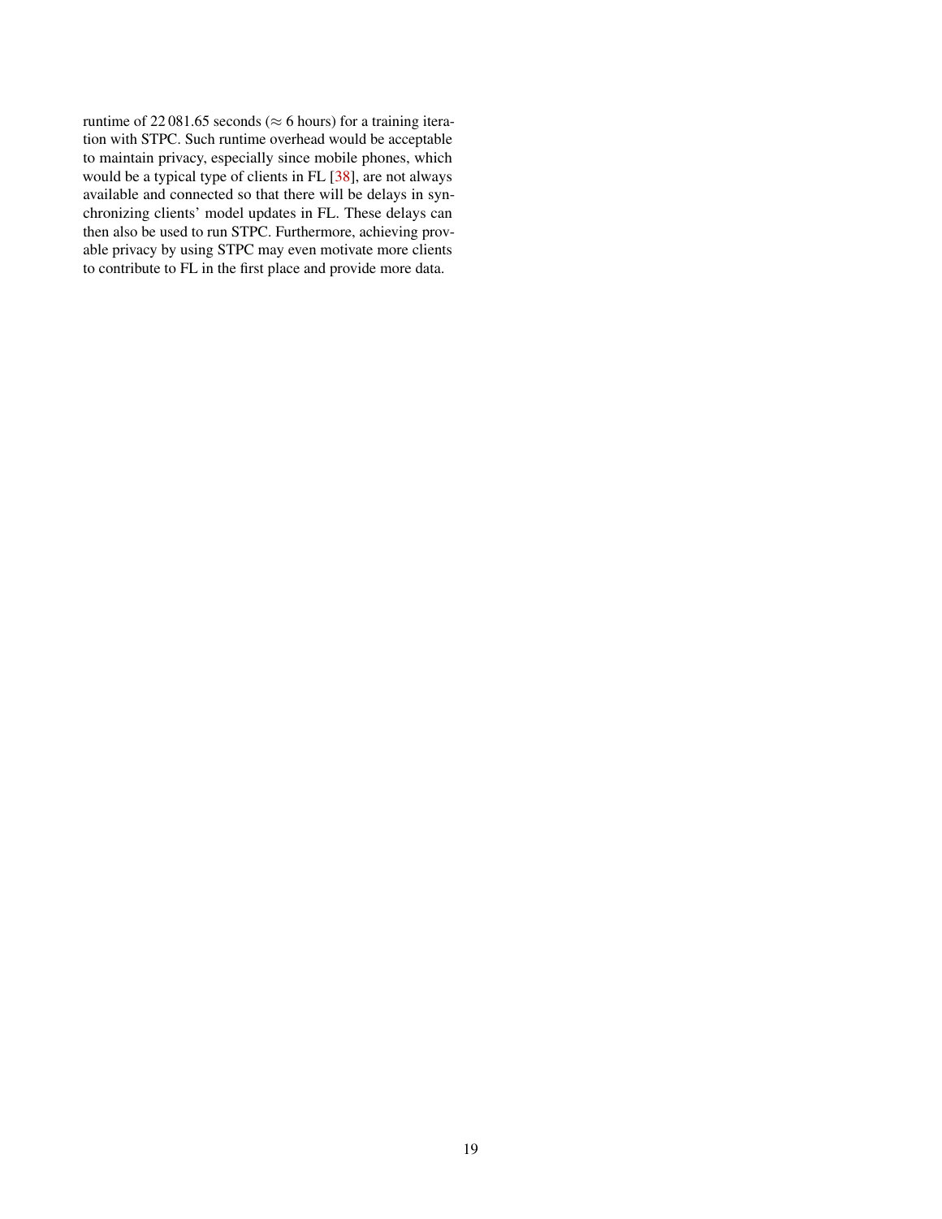runtime of 22 081.65 seconds ($\approx$ 6 hours) for a training iteration with STPC. Such runtime overhead would be acceptable to maintain privacy, especially since mobile phones, which would be a typical type of clients in FL [38], are not always available and connected so that there will be delays in synchronizing clients' model updates in FL. These delays can then also be used to run STPC. Furthermore, achieving provable privacy by using STPC may even motivate more clients to contribute to FL in the first place and provide more data.